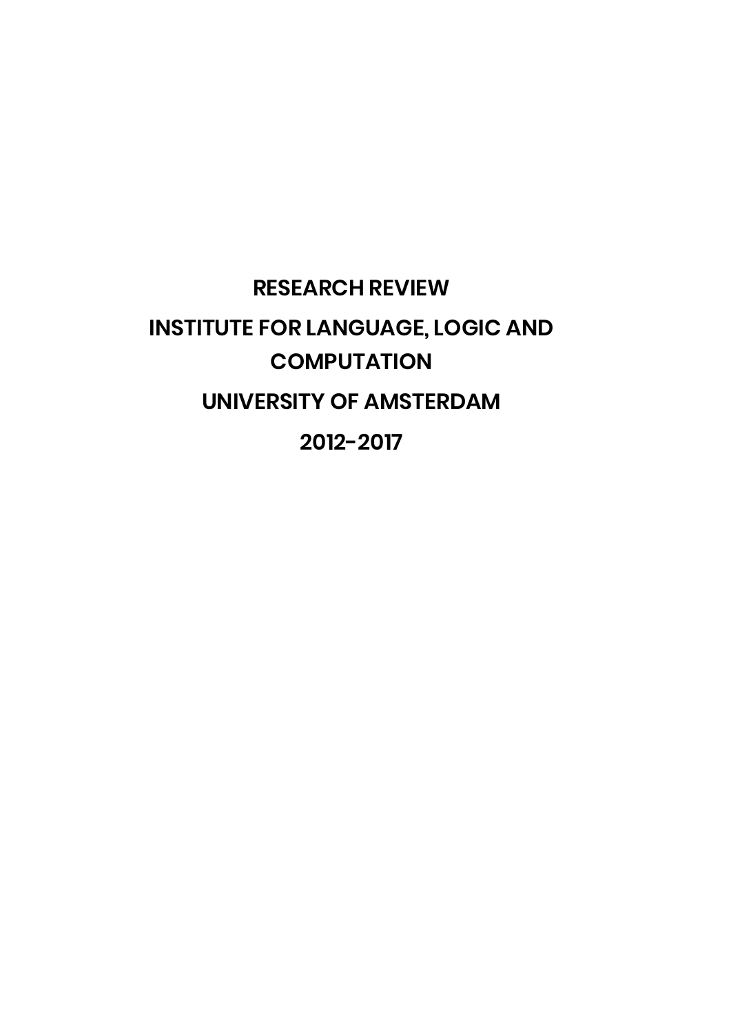# RESEARCH REVIEW

# INSTITUTE FOR LANGUAGE, LOGIC AND COMPUTATION

# UNIVERSITY OF AMSTERDAM

# 2012-2017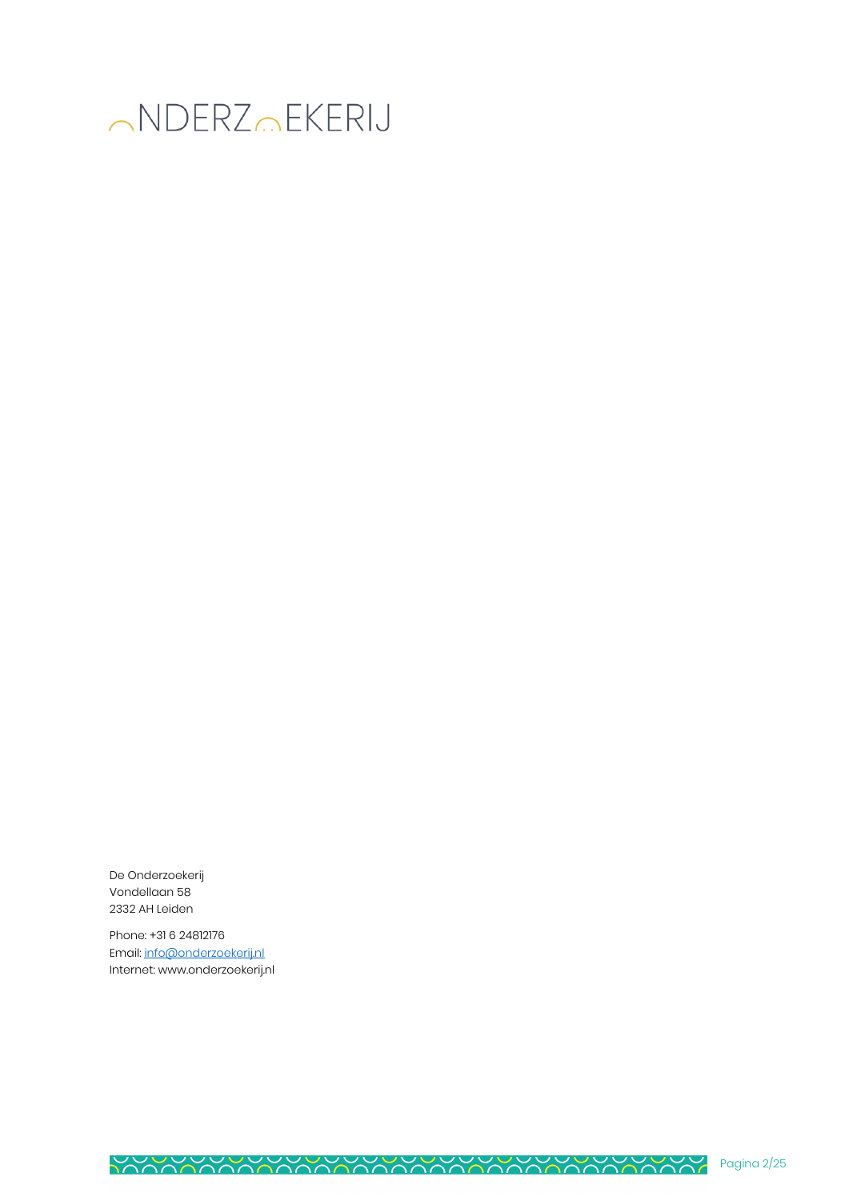ONDERZOEKERIJ

De Onderzoekerij
Vondellaan 58
2332 AH Leiden

Phone: +31 6 24812176
Email: info@onderzoekerij.nl
Internet: www.onderzoekerij.nl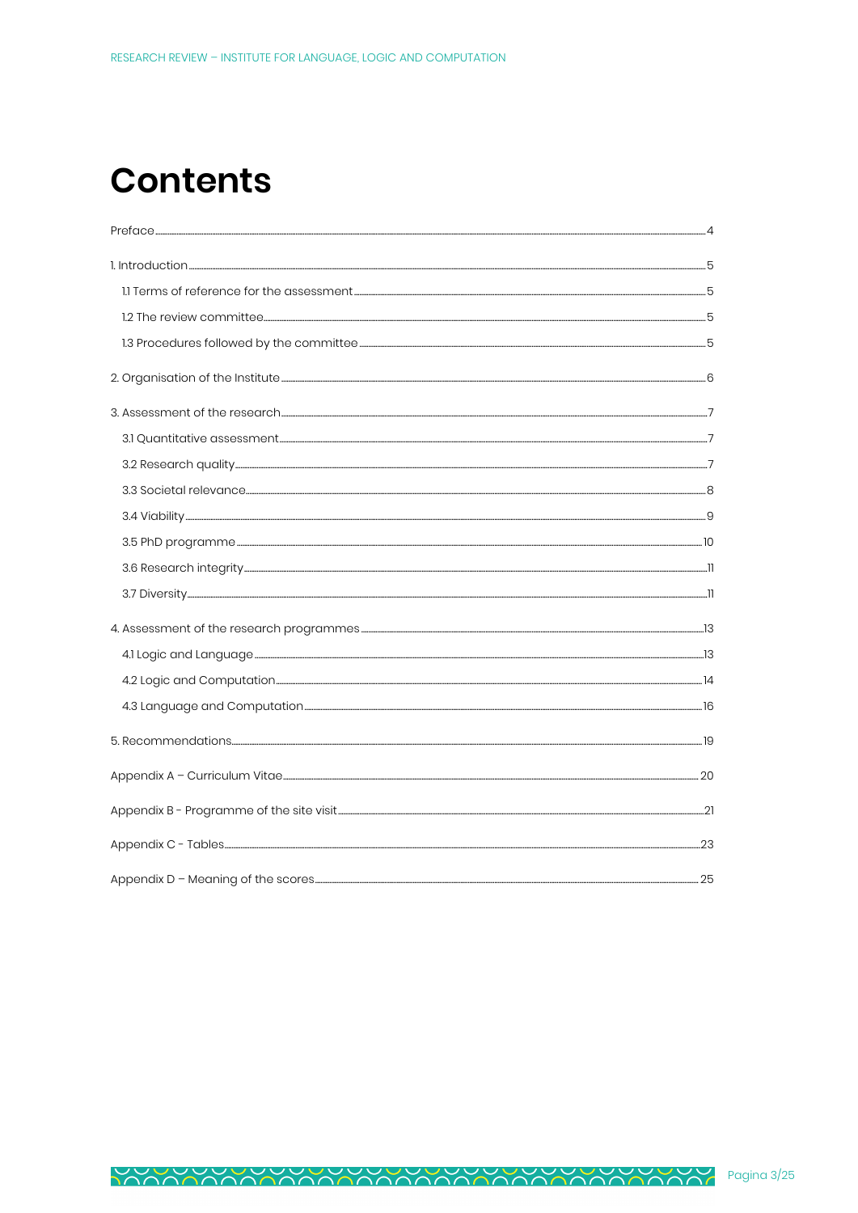# Contents

Preface ..... 4

1. Introduction ..... 5
   - 1.1 Terms of reference for the assessment ..... 5
   - 1.2 The review committee ..... 5
   - 1.3 Procedures followed by the committee ..... 5

2. Organisation of the Institute ..... 6

3. Assessment of the research ..... 7
   - 3.1 Quantitative assessment ..... 7
   - 3.2 Research quality ..... 7
   - 3.3 Societal relevance ..... 8
   - 3.4 Viability ..... 9
   - 3.5 PhD programme ..... 10
   - 3.6 Research integrity ..... 11
   - 3.7 Diversity ..... 11

4. Assessment of the research programmes ..... 13
   - 4.1 Logic and Language ..... 13
   - 4.2 Logic and Computation ..... 14
   - 4.3 Language and Computation ..... 16

5. Recommendations ..... 19

Appendix A – Curriculum Vitae ..... 20

Appendix B - Programme of the site visit ..... 21

Appendix C - Tables ..... 23

Appendix D – Meaning of the scores ..... 25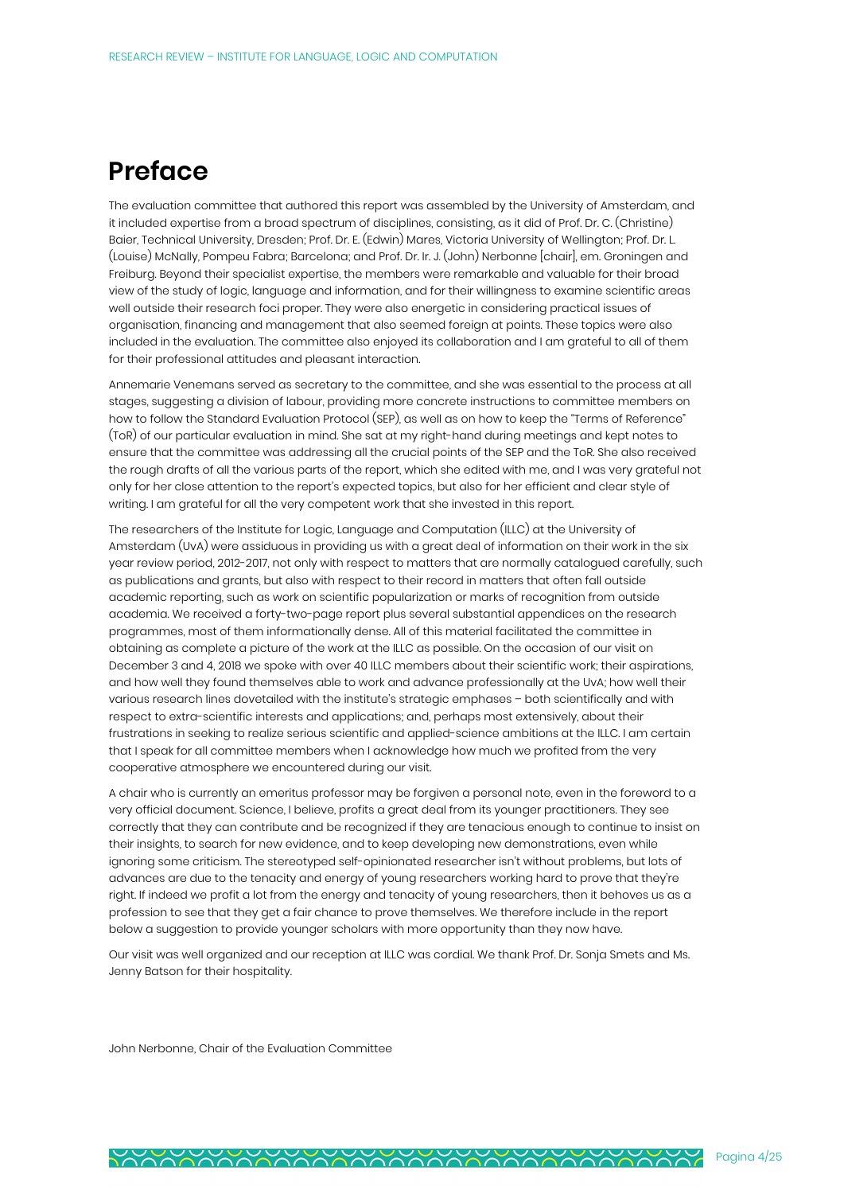# Preface

The evaluation committee that authored this report was assembled by the University of Amsterdam, and it included expertise from a broad spectrum of disciplines, consisting, as it did of Prof. Dr. C. (Christine) Baier, Technical University, Dresden; Prof. Dr. E. (Edwin) Mares, Victoria University of Wellington; Prof. Dr. L. (Louise) McNally, Pompeu Fabra; Barcelona; and Prof. Dr. Ir. J. (John) Nerbonne [chair], em. Groningen and Freiburg. Beyond their specialist expertise, the members were remarkable and valuable for their broad view of the study of logic, language and information, and for their willingness to examine scientific areas well outside their research foci proper. They were also energetic in considering practical issues of organisation, financing and management that also seemed foreign at points. These topics were also included in the evaluation. The committee also enjoyed its collaboration and I am grateful to all of them for their professional attitudes and pleasant interaction.

Annemarie Venemans served as secretary to the committee, and she was essential to the process at all stages, suggesting a division of labour, providing more concrete instructions to committee members on how to follow the Standard Evaluation Protocol (SEP), as well as on how to keep the "Terms of Reference" (ToR) of our particular evaluation in mind. She sat at my right-hand during meetings and kept notes to ensure that the committee was addressing all the crucial points of the SEP and the ToR. She also received the rough drafts of all the various parts of the report, which she edited with me, and I was very grateful not only for her close attention to the report's expected topics, but also for her efficient and clear style of writing. I am grateful for all the very competent work that she invested in this report.

The researchers of the Institute for Logic, Language and Computation (ILLC) at the University of Amsterdam (UvA) were assiduous in providing us with a great deal of information on their work in the six year review period, 2012-2017, not only with respect to matters that are normally catalogued carefully, such as publications and grants, but also with respect to their record in matters that often fall outside academic reporting, such as work on scientific popularization or marks of recognition from outside academia. We received a forty-two-page report plus several substantial appendices on the research programmes, most of them informationally dense. All of this material facilitated the committee in obtaining as complete a picture of the work at the ILLC as possible. On the occasion of our visit on December 3 and 4, 2018 we spoke with over 40 ILLC members about their scientific work; their aspirations, and how well they found themselves able to work and advance professionally at the UvA; how well their various research lines dovetailed with the institute's strategic emphases – both scientifically and with respect to extra-scientific interests and applications; and, perhaps most extensively, about their frustrations in seeking to realize serious scientific and applied-science ambitions at the ILLC. I am certain that I speak for all committee members when I acknowledge how much we profited from the very cooperative atmosphere we encountered during our visit.

A chair who is currently an emeritus professor may be forgiven a personal note, even in the foreword to a very official document. Science, I believe, profits a great deal from its younger practitioners. They see correctly that they can contribute and be recognized if they are tenacious enough to continue to insist on their insights, to search for new evidence, and to keep developing new demonstrations, even while ignoring some criticism. The stereotyped self-opinionated researcher isn't without problems, but lots of advances are due to the tenacity and energy of young researchers working hard to prove that they're right. If indeed we profit a lot from the energy and tenacity of young researchers, then it behoves us as a profession to see that they get a fair chance to prove themselves. We therefore include in the report below a suggestion to provide younger scholars with more opportunity than they now have.

Our visit was well organized and our reception at ILLC was cordial. We thank Prof. Dr. Sonja Smets and Ms. Jenny Batson for their hospitality.

John Nerbonne, Chair of the Evaluation Committee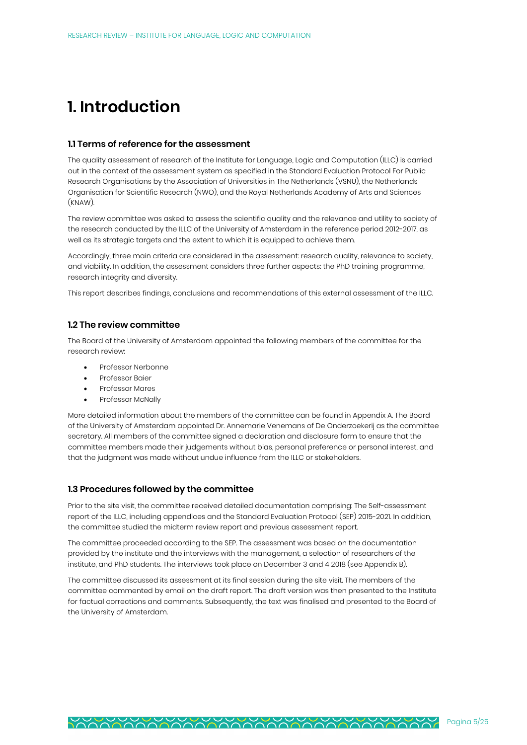# 1. Introduction

### 1.1 Terms of reference for the assessment

The quality assessment of research of the Institute for Language, Logic and Computation (ILLC) is carried out in the context of the assessment system as specified in the Standard Evaluation Protocol For Public Research Organisations by the Association of Universities in The Netherlands (VSNU), the Netherlands Organisation for Scientific Research (NWO), and the Royal Netherlands Academy of Arts and Sciences (KNAW).

The review committee was asked to assess the scientific quality and the relevance and utility to society of the research conducted by the ILLC of the University of Amsterdam in the reference period 2012-2017, as well as its strategic targets and the extent to which it is equipped to achieve them.

Accordingly, three main criteria are considered in the assessment: research quality, relevance to society, and viability. In addition, the assessment considers three further aspects: the PhD training programme, research integrity and diversity.

This report describes findings, conclusions and recommendations of this external assessment of the ILLC.

### 1.2 The review committee

The Board of the University of Amsterdam appointed the following members of the committee for the research review:

- Professor Nerbonne
- Professor Baier
- Professor Mares
- Professor McNally

More detailed information about the members of the committee can be found in Appendix A. The Board of the University of Amsterdam appointed Dr. Annemarie Venemans of De Onderzoekerij as the committee secretary. All members of the committee signed a declaration and disclosure form to ensure that the committee members made their judgements without bias, personal preference or personal interest, and that the judgment was made without undue influence from the ILLC or stakeholders.

### 1.3 Procedures followed by the committee

Prior to the site visit, the committee received detailed documentation comprising: The Self-assessment report of the ILLC, including appendices and the Standard Evaluation Protocol (SEP) 2015-2021. In addition, the committee studied the midterm review report and previous assessment report.

The committee proceeded according to the SEP. The assessment was based on the documentation provided by the institute and the interviews with the management, a selection of researchers of the institute, and PhD students. The interviews took place on December 3 and 4 2018 (see Appendix B).

The committee discussed its assessment at its final session during the site visit. The members of the committee commented by email on the draft report. The draft version was then presented to the Institute for factual corrections and comments. Subsequently, the text was finalised and presented to the Board of the University of Amsterdam.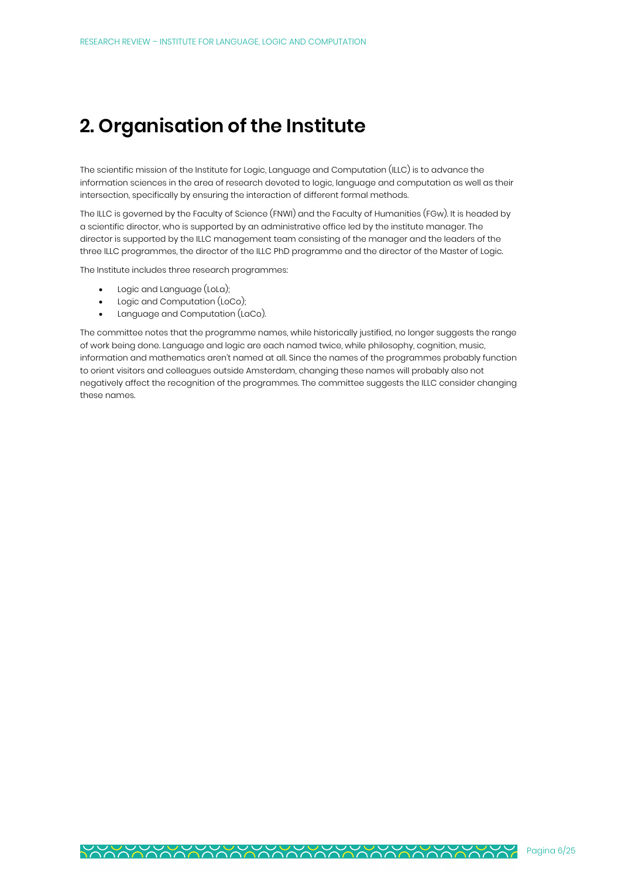# 2. Organisation of the Institute

The scientific mission of the Institute for Logic, Language and Computation (ILLC) is to advance the information sciences in the area of research devoted to logic, language and computation as well as their intersection, specifically by ensuring the interaction of different formal methods.

The ILLC is governed by the Faculty of Science (FNWI) and the Faculty of Humanities (FGw). It is headed by a scientific director, who is supported by an administrative office led by the institute manager. The director is supported by the ILLC management team consisting of the manager and the leaders of the three ILLC programmes, the director of the ILLC PhD programme and the director of the Master of Logic.

The Institute includes three research programmes:

- Logic and Language (LoLa);
- Logic and Computation (LoCo);
- Language and Computation (LaCo).

The committee notes that the programme names, while historically justified, no longer suggests the range of work being done. Language and logic are each named twice, while philosophy, cognition, music, information and mathematics aren't named at all. Since the names of the programmes probably function to orient visitors and colleagues outside Amsterdam, changing these names will probably also not negatively affect the recognition of the programmes. The committee suggests the ILLC consider changing these names.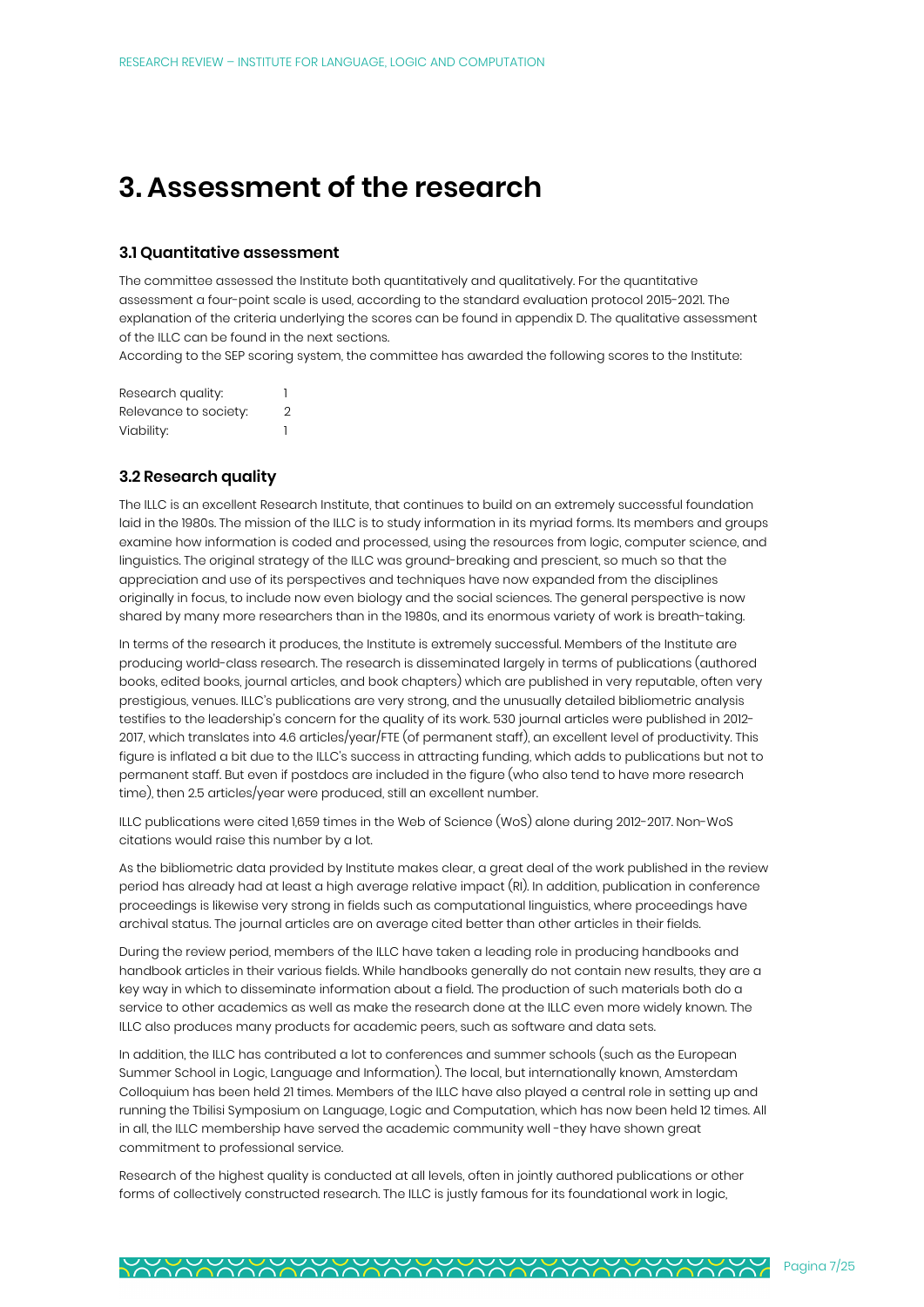# 3. Assessment of the research

## 3.1 Quantitative assessment

The committee assessed the Institute both quantitatively and qualitatively. For the quantitative assessment a four-point scale is used, according to the standard evaluation protocol 2015-2021. The explanation of the criteria underlying the scores can be found in appendix D. The qualitative assessment of the ILLC can be found in the next sections.
According to the SEP scoring system, the committee has awarded the following scores to the Institute:

| | |
|---|---|
| Research quality: | 1 |
| Relevance to society: | 2 |
| Viability: | 1 |

## 3.2 Research quality

The ILLC is an excellent Research Institute, that continues to build on an extremely successful foundation laid in the 1980s. The mission of the ILLC is to study information in its myriad forms. Its members and groups examine how information is coded and processed, using the resources from logic, computer science, and linguistics. The original strategy of the ILLC was ground-breaking and prescient, so much so that the appreciation and use of its perspectives and techniques have now expanded from the disciplines originally in focus, to include now even biology and the social sciences. The general perspective is now shared by many more researchers than in the 1980s, and its enormous variety of work is breath-taking.

In terms of the research it produces, the Institute is extremely successful. Members of the Institute are producing world-class research. The research is disseminated largely in terms of publications (authored books, edited books, journal articles, and book chapters) which are published in very reputable, often very prestigious, venues. ILLC's publications are very strong, and the unusually detailed bibliometric analysis testifies to the leadership's concern for the quality of its work. 530 journal articles were published in 2012-2017, which translates into 4.6 articles/year/FTE (of permanent staff), an excellent level of productivity. This figure is inflated a bit due to the ILLC's success in attracting funding, which adds to publications but not to permanent staff. But even if postdocs are included in the figure (who also tend to have more research time), then 2.5 articles/year were produced, still an excellent number.

ILLC publications were cited 1,659 times in the Web of Science (WoS) alone during 2012-2017. Non-WoS citations would raise this number by a lot.

As the bibliometric data provided by Institute makes clear, a great deal of the work published in the review period has already had at least a high average relative impact (RI). In addition, publication in conference proceedings is likewise very strong in fields such as computational linguistics, where proceedings have archival status. The journal articles are on average cited better than other articles in their fields.

During the review period, members of the ILLC have taken a leading role in producing handbooks and handbook articles in their various fields. While handbooks generally do not contain new results, they are a key way in which to disseminate information about a field. The production of such materials both do a service to other academics as well as make the research done at the ILLC even more widely known. The ILLC also produces many products for academic peers, such as software and data sets.

In addition, the ILLC has contributed a lot to conferences and summer schools (such as the European Summer School in Logic, Language and Information). The local, but internationally known, Amsterdam Colloquium has been held 21 times. Members of the ILLC have also played a central role in setting up and running the Tbilisi Symposium on Language, Logic and Computation, which has now been held 12 times. All in all, the ILLC membership have served the academic community well -they have shown great commitment to professional service.

Research of the highest quality is conducted at all levels, often in jointly authored publications or other forms of collectively constructed research. The ILLC is justly famous for its foundational work in logic,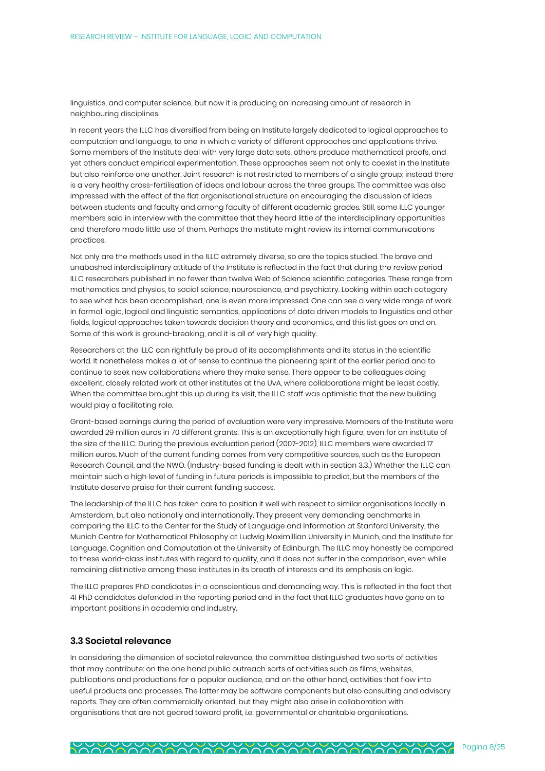linguistics, and computer science, but now it is producing an increasing amount of research in neighbouring disciplines.

In recent years the ILLC has diversified from being an Institute largely dedicated to logical approaches to computation and language, to one in which a variety of different approaches and applications thrive. Some members of the Institute deal with very large data sets, others produce mathematical proofs, and yet others conduct empirical experimentation. These approaches seem not only to coexist in the Institute but also reinforce one another. Joint research is not restricted to members of a single group; instead there is a very healthy cross-fertilisation of ideas and labour across the three groups. The committee was also impressed with the effect of the flat organisational structure on encouraging the discussion of ideas between students and faculty and among faculty of different academic grades. Still, some ILLC younger members said in interview with the committee that they heard little of the interdisciplinary opportunities and therefore made little use of them. Perhaps the Institute might review its internal communications practices.

Not only are the methods used in the ILLC extremely diverse, so are the topics studied. The brave and unabashed interdisciplinary attitude of the Institute is reflected in the fact that during the review period ILLC researchers published in no fewer than twelve Web of Science scientific categories. These range from mathematics and physics, to social science, neuroscience, and psychiatry. Looking within each category to see what has been accomplished, one is even more impressed. One can see a very wide range of work in formal logic, logical and linguistic semantics, applications of data driven models to linguistics and other fields, logical approaches taken towards decision theory and economics, and this list goes on and on. Some of this work is ground-breaking, and it is all of very high quality.

Researchers at the ILLC can rightfully be proud of its accomplishments and its status in the scientific world. It nonetheless makes a lot of sense to continue the pioneering spirit of the earlier period and to continue to seek new collaborations where they make sense. There appear to be colleagues doing excellent, closely related work at other institutes at the UvA, where collaborations might be least costly. When the committee brought this up during its visit, the ILLC staff was optimistic that the new building would play a facilitating role.

Grant-based earnings during the period of evaluation were very impressive. Members of the Institute were awarded 29 million euros in 70 different grants. This is an exceptionally high figure, even for an institute of the size of the ILLC. During the previous evaluation period (2007-2012), ILLC members were awarded 17 million euros. Much of the current funding comes from very competitive sources, such as the European Research Council, and the NWO. (Industry-based funding is dealt with in section 3.3.) Whether the ILLC can maintain such a high level of funding in future periods is impossible to predict, but the members of the Institute deserve praise for their current funding success.

The leadership of the ILLC has taken care to position it well with respect to similar organisations locally in Amsterdam, but also nationally and internationally. They present very demanding benchmarks in comparing the ILLC to the Center for the Study of Language and Information at Stanford University, the Munich Centre for Mathematical Philosophy at Ludwig Maximillian University in Munich, and the Institute for Language, Cognition and Computation at the University of Edinburgh. The ILLC may honestly be compared to these world-class institutes with regard to quality, and it does not suffer in the comparison, even while remaining distinctive among these institutes in its breath of interests and its emphasis on logic.

The ILLC prepares PhD candidates in a conscientious and demanding way. This is reflected in the fact that 41 PhD candidates defended in the reporting period and in the fact that ILLC graduates have gone on to important positions in academia and industry.

### 3.3 Societal relevance

In considering the dimension of societal relevance, the committee distinguished two sorts of activities that may contribute: on the one hand public outreach sorts of activities such as films, websites, publications and productions for a popular audience, and on the other hand, activities that flow into useful products and processes. The latter may be software components but also consulting and advisory reports. They are often commercially oriented, but they might also arise in collaboration with organisations that are not geared toward profit, i.e. governmental or charitable organisations.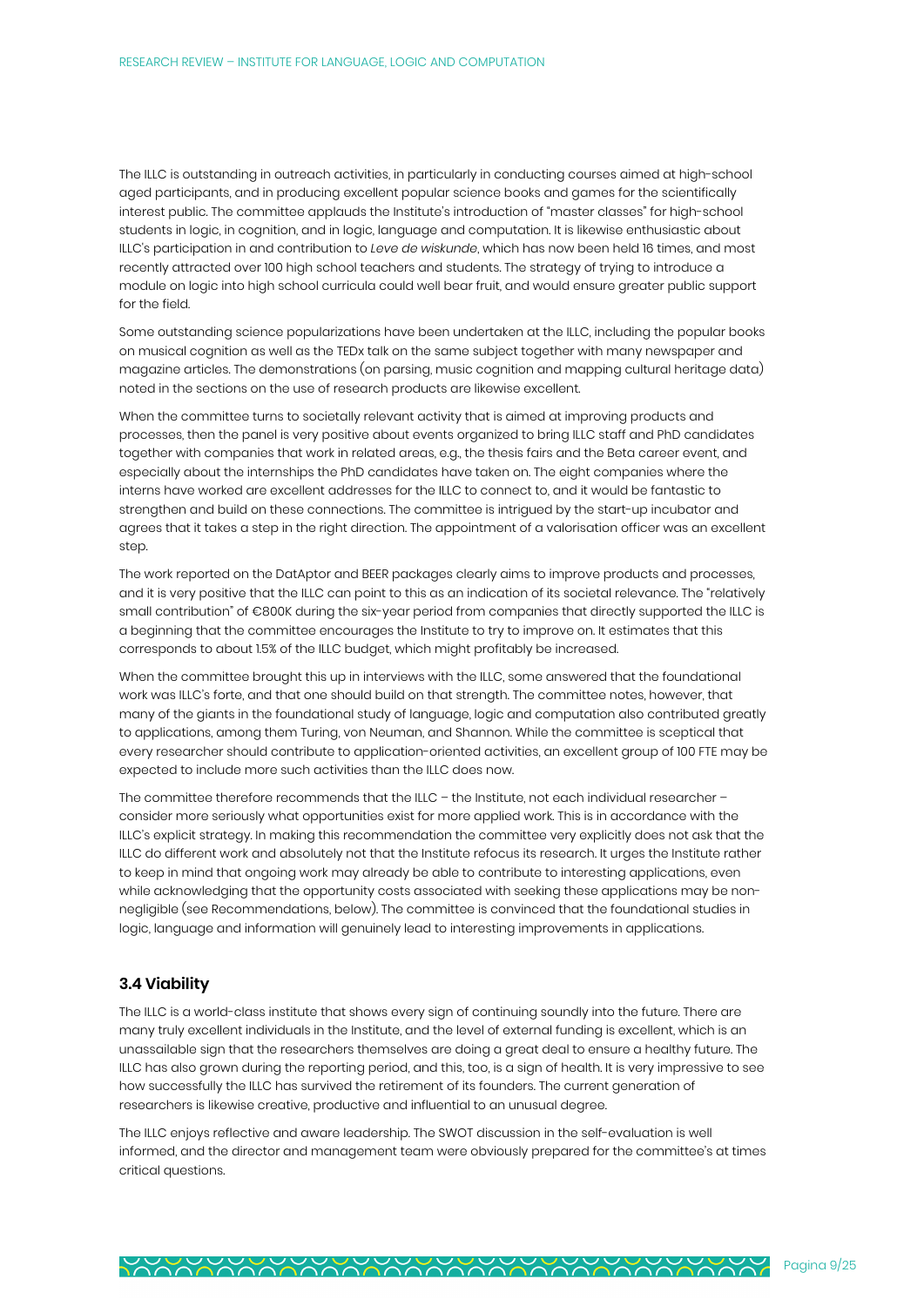The ILLC is outstanding in outreach activities, in particularly in conducting courses aimed at high-school aged participants, and in producing excellent popular science books and games for the scientifically interest public. The committee applauds the Institute's introduction of "master classes" for high-school students in logic, in cognition, and in logic, language and computation. It is likewise enthusiastic about ILLC's participation in and contribution to *Leve de wiskunde*, which has now been held 16 times, and most recently attracted over 100 high school teachers and students. The strategy of trying to introduce a module on logic into high school curricula could well bear fruit, and would ensure greater public support for the field.

Some outstanding science popularizations have been undertaken at the ILLC, including the popular books on musical cognition as well as the TEDx talk on the same subject together with many newspaper and magazine articles. The demonstrations (on parsing, music cognition and mapping cultural heritage data) noted in the sections on the use of research products are likewise excellent.

When the committee turns to societally relevant activity that is aimed at improving products and processes, then the panel is very positive about events organized to bring ILLC staff and PhD candidates together with companies that work in related areas, e.g., the thesis fairs and the Beta career event, and especially about the internships the PhD candidates have taken on. The eight companies where the interns have worked are excellent addresses for the ILLC to connect to, and it would be fantastic to strengthen and build on these connections. The committee is intrigued by the start-up incubator and agrees that it takes a step in the right direction. The appointment of a valorisation officer was an excellent step.

The work reported on the DatAptor and BEER packages clearly aims to improve products and processes, and it is very positive that the ILLC can point to this as an indication of its societal relevance. The "relatively small contribution" of €800K during the six-year period from companies that directly supported the ILLC is a beginning that the committee encourages the Institute to try to improve on. It estimates that this corresponds to about 1.5% of the ILLC budget, which might profitably be increased.

When the committee brought this up in interviews with the ILLC, some answered that the foundational work was ILLC's forte, and that one should build on that strength. The committee notes, however, that many of the giants in the foundational study of language, logic and computation also contributed greatly to applications, among them Turing, von Neuman, and Shannon. While the committee is sceptical that every researcher should contribute to application-oriented activities, an excellent group of 100 FTE may be expected to include more such activities than the ILLC does now.

The committee therefore recommends that the ILLC – the Institute, not each individual researcher – consider more seriously what opportunities exist for more applied work. This is in accordance with the ILLC's explicit strategy. In making this recommendation the committee very explicitly does not ask that the ILLC do different work and absolutely not that the Institute refocus its research. It urges the Institute rather to keep in mind that ongoing work may already be able to contribute to interesting applications, even while acknowledging that the opportunity costs associated with seeking these applications may be non-negligible (see Recommendations, below). The committee is convinced that the foundational studies in logic, language and information will genuinely lead to interesting improvements in applications.

### 3.4 Viability

The ILLC is a world-class institute that shows every sign of continuing soundly into the future. There are many truly excellent individuals in the Institute, and the level of external funding is excellent, which is an unassailable sign that the researchers themselves are doing a great deal to ensure a healthy future. The ILLC has also grown during the reporting period, and this, too, is a sign of health. It is very impressive to see how successfully the ILLC has survived the retirement of its founders. The current generation of researchers is likewise creative, productive and influential to an unusual degree.

The ILLC enjoys reflective and aware leadership. The SWOT discussion in the self-evaluation is well informed, and the director and management team were obviously prepared for the committee's at times critical questions.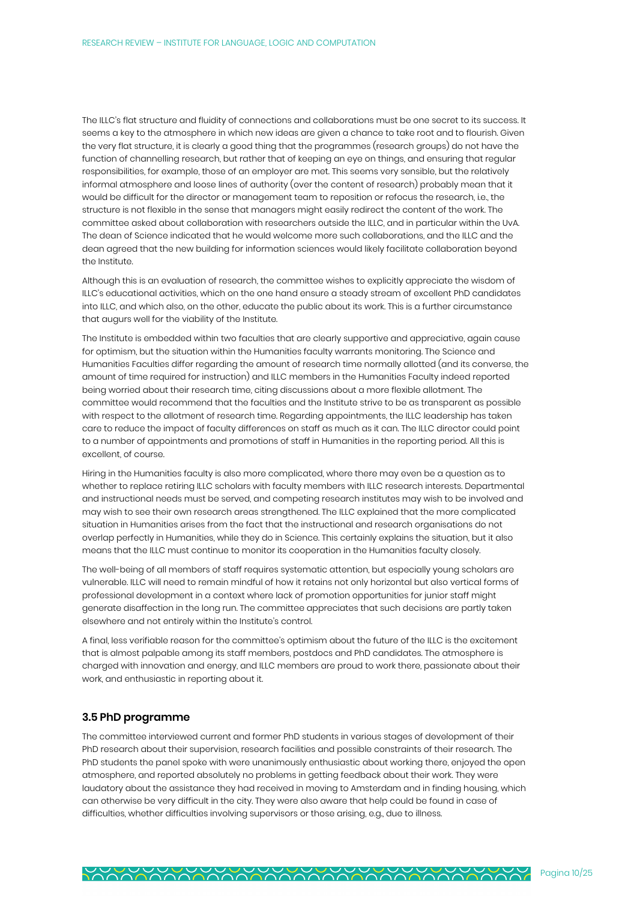The ILLC's flat structure and fluidity of connections and collaborations must be one secret to its success. It seems a key to the atmosphere in which new ideas are given a chance to take root and to flourish. Given the very flat structure, it is clearly a good thing that the programmes (research groups) do not have the function of channelling research, but rather that of keeping an eye on things, and ensuring that regular responsibilities, for example, those of an employer are met. This seems very sensible, but the relatively informal atmosphere and loose lines of authority (over the content of research) probably mean that it would be difficult for the director or management team to reposition or refocus the research, i.e., the structure is not flexible in the sense that managers might easily redirect the content of the work. The committee asked about collaboration with researchers outside the ILLC, and in particular within the UvA. The dean of Science indicated that he would welcome more such collaborations, and the ILLC and the dean agreed that the new building for information sciences would likely facilitate collaboration beyond the Institute.

Although this is an evaluation of research, the committee wishes to explicitly appreciate the wisdom of ILLC's educational activities, which on the one hand ensure a steady stream of excellent PhD candidates into ILLC, and which also, on the other, educate the public about its work. This is a further circumstance that augurs well for the viability of the Institute.

The Institute is embedded within two faculties that are clearly supportive and appreciative, again cause for optimism, but the situation within the Humanities faculty warrants monitoring. The Science and Humanities Faculties differ regarding the amount of research time normally allotted (and its converse, the amount of time required for instruction) and ILLC members in the Humanities Faculty indeed reported being worried about their research time, citing discussions about a more flexible allotment. The committee would recommend that the faculties and the Institute strive to be as transparent as possible with respect to the allotment of research time. Regarding appointments, the ILLC leadership has taken care to reduce the impact of faculty differences on staff as much as it can. The ILLC director could point to a number of appointments and promotions of staff in Humanities in the reporting period. All this is excellent, of course.

Hiring in the Humanities faculty is also more complicated, where there may even be a question as to whether to replace retiring ILLC scholars with faculty members with ILLC research interests. Departmental and instructional needs must be served, and competing research institutes may wish to be involved and may wish to see their own research areas strengthened. The ILLC explained that the more complicated situation in Humanities arises from the fact that the instructional and research organisations do not overlap perfectly in Humanities, while they do in Science. This certainly explains the situation, but it also means that the ILLC must continue to monitor its cooperation in the Humanities faculty closely.

The well-being of all members of staff requires systematic attention, but especially young scholars are vulnerable. ILLC will need to remain mindful of how it retains not only horizontal but also vertical forms of professional development in a context where lack of promotion opportunities for junior staff might generate disaffection in the long run. The committee appreciates that such decisions are partly taken elsewhere and not entirely within the Institute's control.

A final, less verifiable reason for the committee's optimism about the future of the ILLC is the excitement that is almost palpable among its staff members, postdocs and PhD candidates. The atmosphere is charged with innovation and energy, and ILLC members are proud to work there, passionate about their work, and enthusiastic in reporting about it.

### 3.5 PhD programme

The committee interviewed current and former PhD students in various stages of development of their PhD research about their supervision, research facilities and possible constraints of their research. The PhD students the panel spoke with were unanimously enthusiastic about working there, enjoyed the open atmosphere, and reported absolutely no problems in getting feedback about their work. They were laudatory about the assistance they had received in moving to Amsterdam and in finding housing, which can otherwise be very difficult in the city. They were also aware that help could be found in case of difficulties, whether difficulties involving supervisors or those arising, e.g., due to illness.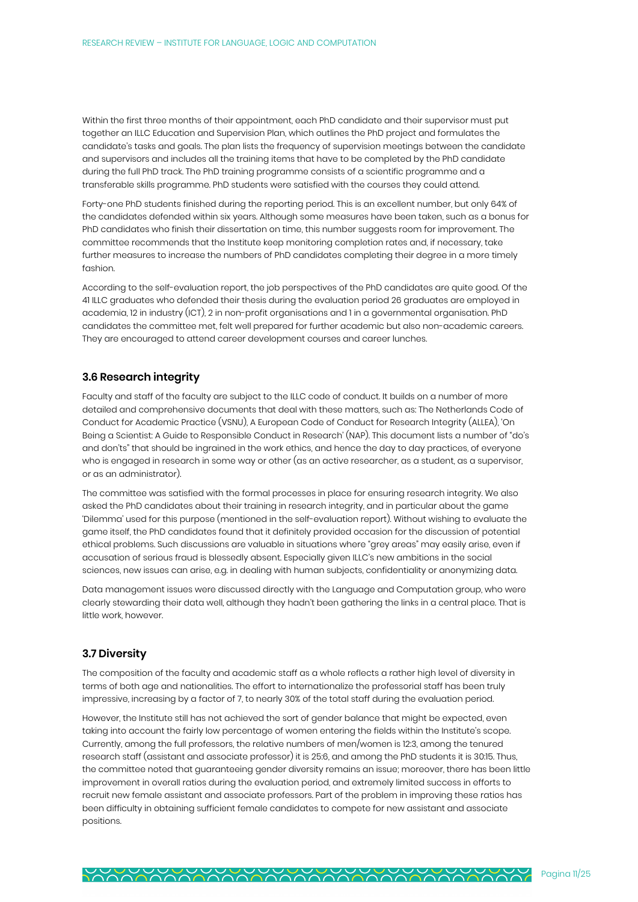Within the first three months of their appointment, each PhD candidate and their supervisor must put together an ILLC Education and Supervision Plan, which outlines the PhD project and formulates the candidate's tasks and goals. The plan lists the frequency of supervision meetings between the candidate and supervisors and includes all the training items that have to be completed by the PhD candidate during the full PhD track. The PhD training programme consists of a scientific programme and a transferable skills programme. PhD students were satisfied with the courses they could attend.

Forty-one PhD students finished during the reporting period. This is an excellent number, but only 64% of the candidates defended within six years. Although some measures have been taken, such as a bonus for PhD candidates who finish their dissertation on time, this number suggests room for improvement. The committee recommends that the Institute keep monitoring completion rates and, if necessary, take further measures to increase the numbers of PhD candidates completing their degree in a more timely fashion.

According to the self-evaluation report, the job perspectives of the PhD candidates are quite good. Of the 41 ILLC graduates who defended their thesis during the evaluation period 26 graduates are employed in academia, 12 in industry (ICT), 2 in non-profit organisations and 1 in a governmental organisation. PhD candidates the committee met, felt well prepared for further academic but also non-academic careers. They are encouraged to attend career development courses and career lunches.

### 3.6 Research integrity

Faculty and staff of the faculty are subject to the ILLC code of conduct. It builds on a number of more detailed and comprehensive documents that deal with these matters, such as: The Netherlands Code of Conduct for Academic Practice (VSNU), A European Code of Conduct for Research Integrity (ALLEA), 'On Being a Scientist: A Guide to Responsible Conduct in Research' (NAP). This document lists a number of "do's and don'ts" that should be ingrained in the work ethics, and hence the day to day practices, of everyone who is engaged in research in some way or other (as an active researcher, as a student, as a supervisor, or as an administrator).

The committee was satisfied with the formal processes in place for ensuring research integrity. We also asked the PhD candidates about their training in research integrity, and in particular about the game 'Dilemma' used for this purpose (mentioned in the self-evaluation report). Without wishing to evaluate the game itself, the PhD candidates found that it definitely provided occasion for the discussion of potential ethical problems. Such discussions are valuable in situations where "grey areas" may easily arise, even if accusation of serious fraud is blessedly absent. Especially given ILLC's new ambitions in the social sciences, new issues can arise, e.g. in dealing with human subjects, confidentiality or anonymizing data.

Data management issues were discussed directly with the Language and Computation group, who were clearly stewarding their data well, although they hadn't been gathering the links in a central place. That is little work, however.

### 3.7 Diversity

The composition of the faculty and academic staff as a whole reflects a rather high level of diversity in terms of both age and nationalities. The effort to internationalize the professorial staff has been truly impressive, increasing by a factor of 7, to nearly 30% of the total staff during the evaluation period.

However, the Institute still has not achieved the sort of gender balance that might be expected, even taking into account the fairly low percentage of women entering the fields within the Institute's scope. Currently, among the full professors, the relative numbers of men/women is 12:3, among the tenured research staff (assistant and associate professor) it is 25:6, and among the PhD students it is 30:15. Thus, the committee noted that guaranteeing gender diversity remains an issue; moreover, there has been little improvement in overall ratios during the evaluation period, and extremely limited success in efforts to recruit new female assistant and associate professors. Part of the problem in improving these ratios has been difficulty in obtaining sufficient female candidates to compete for new assistant and associate positions.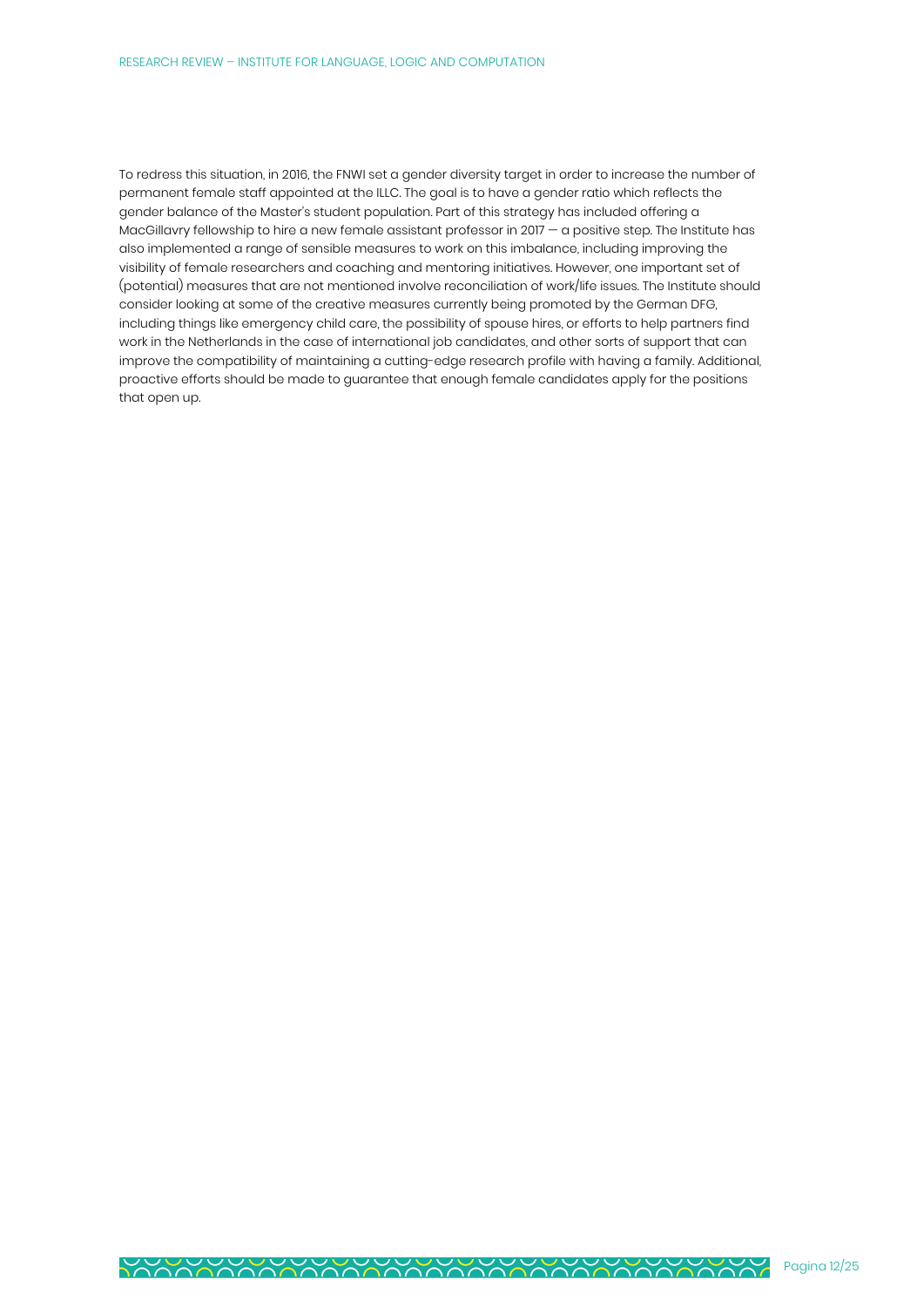To redress this situation, in 2016, the FNWI set a gender diversity target in order to increase the number of permanent female staff appointed at the ILLC. The goal is to have a gender ratio which reflects the gender balance of the Master's student population. Part of this strategy has included offering a MacGillavry fellowship to hire a new female assistant professor in 2017 — a positive step. The Institute has also implemented a range of sensible measures to work on this imbalance, including improving the visibility of female researchers and coaching and mentoring initiatives. However, one important set of (potential) measures that are not mentioned involve reconciliation of work/life issues. The Institute should consider looking at some of the creative measures currently being promoted by the German DFG, including things like emergency child care, the possibility of spouse hires, or efforts to help partners find work in the Netherlands in the case of international job candidates, and other sorts of support that can improve the compatibility of maintaining a cutting-edge research profile with having a family. Additional, proactive efforts should be made to guarantee that enough female candidates apply for the positions that open up.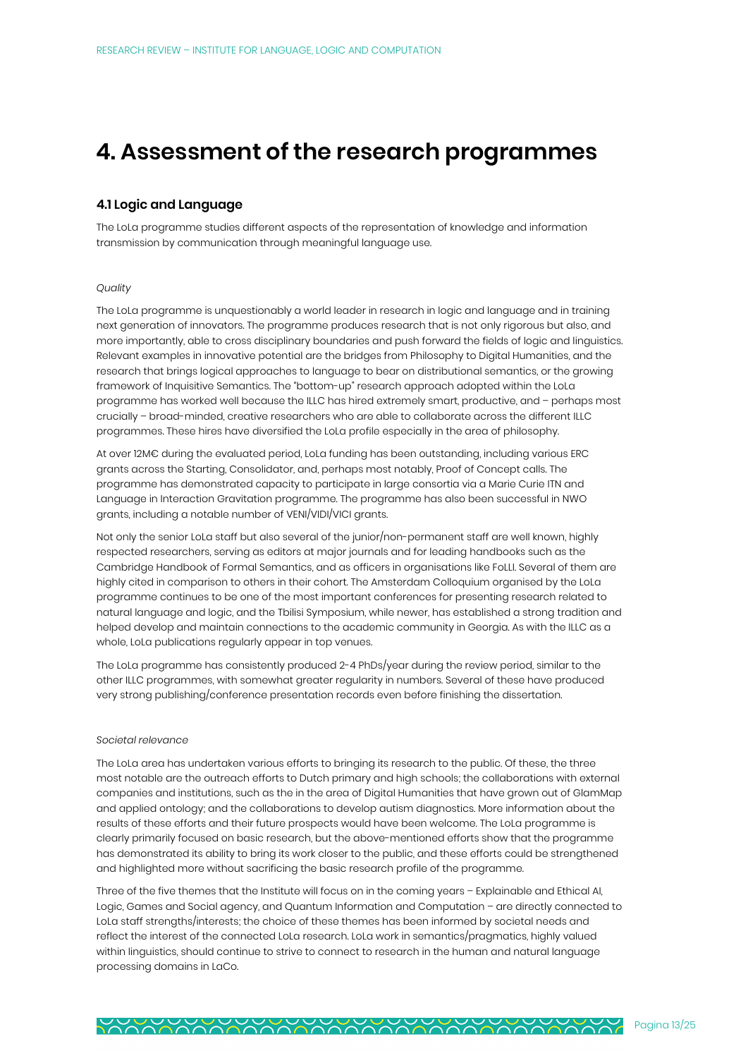# 4. Assessment of the research programmes

## 4.1 Logic and Language

The LoLa programme studies different aspects of the representation of knowledge and information transmission by communication through meaningful language use.

*Quality*

The LoLa programme is unquestionably a world leader in research in logic and language and in training next generation of innovators. The programme produces research that is not only rigorous but also, and more importantly, able to cross disciplinary boundaries and push forward the fields of logic and linguistics. Relevant examples in innovative potential are the bridges from Philosophy to Digital Humanities, and the research that brings logical approaches to language to bear on distributional semantics, or the growing framework of Inquisitive Semantics. The "bottom-up" research approach adopted within the LoLa programme has worked well because the ILLC has hired extremely smart, productive, and – perhaps most crucially – broad-minded, creative researchers who are able to collaborate across the different ILLC programmes. These hires have diversified the LoLa profile especially in the area of philosophy.

At over 12M€ during the evaluated period, LoLa funding has been outstanding, including various ERC grants across the Starting, Consolidator, and, perhaps most notably, Proof of Concept calls. The programme has demonstrated capacity to participate in large consortia via a Marie Curie ITN and Language in Interaction Gravitation programme. The programme has also been successful in NWO grants, including a notable number of VENI/VIDI/VICI grants.

Not only the senior LoLa staff but also several of the junior/non-permanent staff are well known, highly respected researchers, serving as editors at major journals and for leading handbooks such as the Cambridge Handbook of Formal Semantics, and as officers in organisations like FoLLI. Several of them are highly cited in comparison to others in their cohort. The Amsterdam Colloquium organised by the LoLa programme continues to be one of the most important conferences for presenting research related to natural language and logic, and the Tbilisi Symposium, while newer, has established a strong tradition and helped develop and maintain connections to the academic community in Georgia. As with the ILLC as a whole, LoLa publications regularly appear in top venues.

The LoLa programme has consistently produced 2-4 PhDs/year during the review period, similar to the other ILLC programmes, with somewhat greater regularity in numbers. Several of these have produced very strong publishing/conference presentation records even before finishing the dissertation.

*Societal relevance*

The LoLa area has undertaken various efforts to bringing its research to the public. Of these, the three most notable are the outreach efforts to Dutch primary and high schools; the collaborations with external companies and institutions, such as the in the area of Digital Humanities that have grown out of GlamMap and applied ontology; and the collaborations to develop autism diagnostics. More information about the results of these efforts and their future prospects would have been welcome. The LoLa programme is clearly primarily focused on basic research, but the above-mentioned efforts show that the programme has demonstrated its ability to bring its work closer to the public, and these efforts could be strengthened and highlighted more without sacrificing the basic research profile of the programme.

Three of the five themes that the Institute will focus on in the coming years – Explainable and Ethical AI, Logic, Games and Social agency, and Quantum Information and Computation – are directly connected to LoLa staff strengths/interests; the choice of these themes has been informed by societal needs and reflect the interest of the connected LoLa research. LoLa work in semantics/pragmatics, highly valued within linguistics, should continue to strive to connect to research in the human and natural language processing domains in LaCo.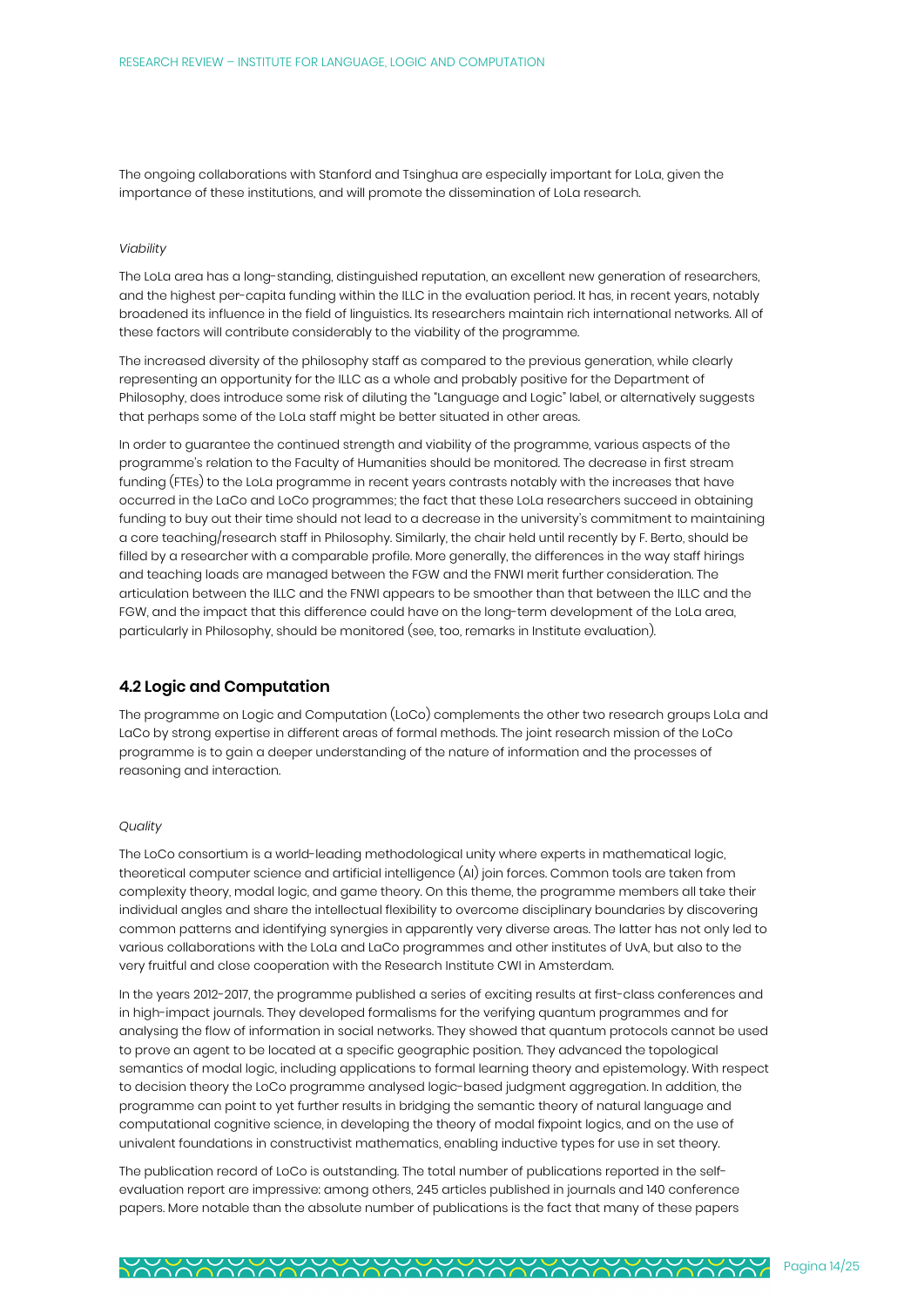The ongoing collaborations with Stanford and Tsinghua are especially important for LoLa, given the importance of these institutions, and will promote the dissemination of LoLa research.

*Viability*

The LoLa area has a long-standing, distinguished reputation, an excellent new generation of researchers, and the highest per-capita funding within the ILLC in the evaluation period. It has, in recent years, notably broadened its influence in the field of linguistics. Its researchers maintain rich international networks. All of these factors will contribute considerably to the viability of the programme.

The increased diversity of the philosophy staff as compared to the previous generation, while clearly representing an opportunity for the ILLC as a whole and probably positive for the Department of Philosophy, does introduce some risk of diluting the "Language and Logic" label, or alternatively suggests that perhaps some of the LoLa staff might be better situated in other areas.

In order to guarantee the continued strength and viability of the programme, various aspects of the programme's relation to the Faculty of Humanities should be monitored. The decrease in first stream funding (FTEs) to the LoLa programme in recent years contrasts notably with the increases that have occurred in the LaCo and LoCo programmes; the fact that these LoLa researchers succeed in obtaining funding to buy out their time should not lead to a decrease in the university's commitment to maintaining a core teaching/research staff in Philosophy. Similarly, the chair held until recently by F. Berto, should be filled by a researcher with a comparable profile. More generally, the differences in the way staff hirings and teaching loads are managed between the FGW and the FNWI merit further consideration. The articulation between the ILLC and the FNWI appears to be smoother than that between the ILLC and the FGW, and the impact that this difference could have on the long-term development of the LoLa area, particularly in Philosophy, should be monitored (see, too, remarks in Institute evaluation).

## 4.2 Logic and Computation

The programme on Logic and Computation (LoCo) complements the other two research groups LoLa and LaCo by strong expertise in different areas of formal methods. The joint research mission of the LoCo programme is to gain a deeper understanding of the nature of information and the processes of reasoning and interaction.

*Quality*

The LoCo consortium is a world-leading methodological unity where experts in mathematical logic, theoretical computer science and artificial intelligence (AI) join forces. Common tools are taken from complexity theory, modal logic, and game theory. On this theme, the programme members all take their individual angles and share the intellectual flexibility to overcome disciplinary boundaries by discovering common patterns and identifying synergies in apparently very diverse areas. The latter has not only led to various collaborations with the LoLa and LaCo programmes and other institutes of UvA, but also to the very fruitful and close cooperation with the Research Institute CWI in Amsterdam.

In the years 2012-2017, the programme published a series of exciting results at first-class conferences and in high-impact journals. They developed formalisms for the verifying quantum programmes and for analysing the flow of information in social networks. They showed that quantum protocols cannot be used to prove an agent to be located at a specific geographic position. They advanced the topological semantics of modal logic, including applications to formal learning theory and epistemology. With respect to decision theory the LoCo programme analysed logic-based judgment aggregation. In addition, the programme can point to yet further results in bridging the semantic theory of natural language and computational cognitive science, in developing the theory of modal fixpoint logics, and on the use of univalent foundations in constructivist mathematics, enabling inductive types for use in set theory.

The publication record of LoCo is outstanding. The total number of publications reported in the self-evaluation report are impressive: among others, 245 articles published in journals and 140 conference papers. More notable than the absolute number of publications is the fact that many of these papers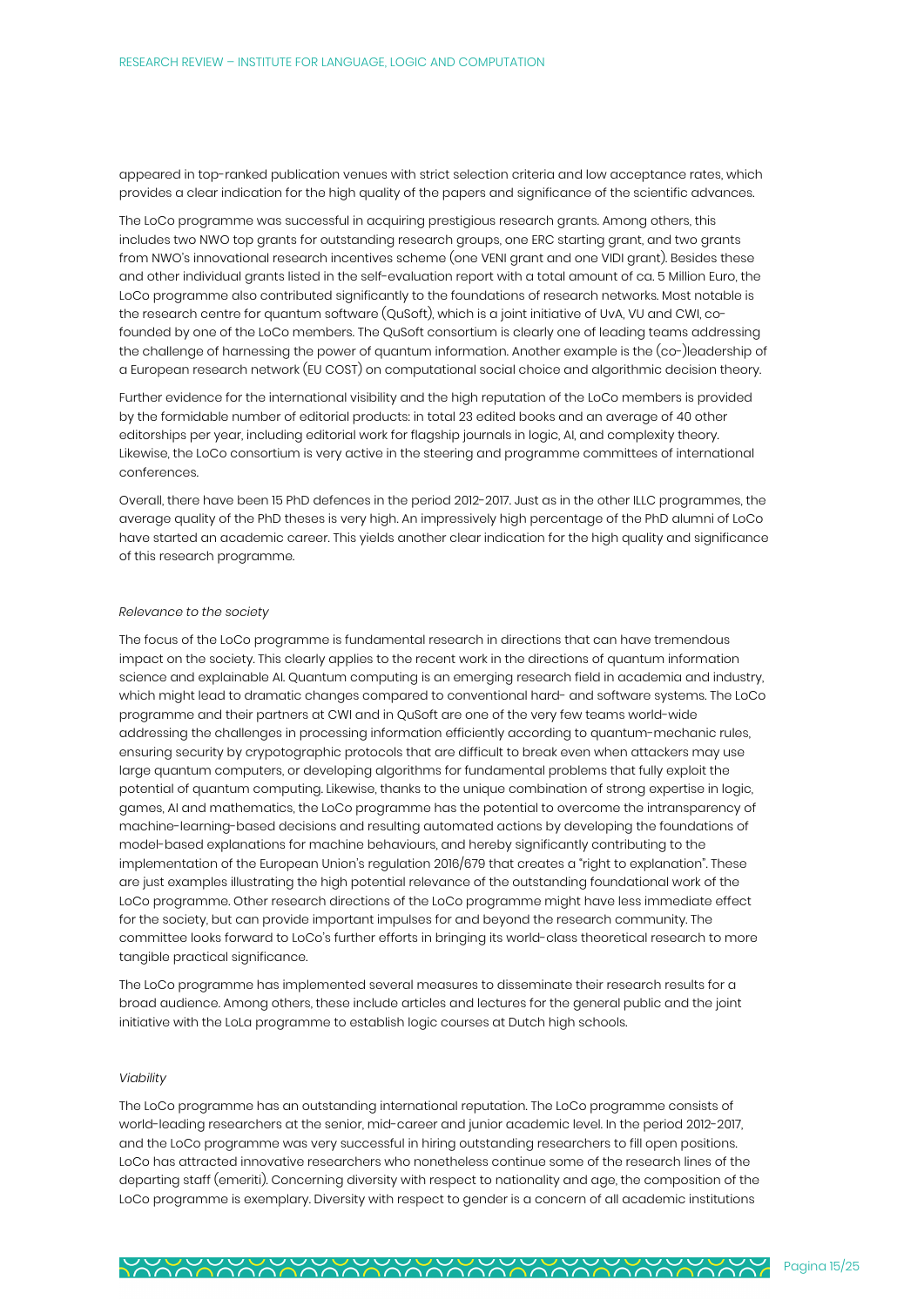appeared in top-ranked publication venues with strict selection criteria and low acceptance rates, which provides a clear indication for the high quality of the papers and significance of the scientific advances.

The LoCo programme was successful in acquiring prestigious research grants. Among others, this includes two NWO top grants for outstanding research groups, one ERC starting grant, and two grants from NWO's innovational research incentives scheme (one VENI grant and one VIDI grant). Besides these and other individual grants listed in the self-evaluation report with a total amount of ca. 5 Million Euro, the LoCo programme also contributed significantly to the foundations of research networks. Most notable is the research centre for quantum software (QuSoft), which is a joint initiative of UvA, VU and CWI, co-founded by one of the LoCo members. The QuSoft consortium is clearly one of leading teams addressing the challenge of harnessing the power of quantum information. Another example is the (co-)leadership of a European research network (EU COST) on computational social choice and algorithmic decision theory.

Further evidence for the international visibility and the high reputation of the LoCo members is provided by the formidable number of editorial products: in total 23 edited books and an average of 40 other editorships per year, including editorial work for flagship journals in logic, AI, and complexity theory. Likewise, the LoCo consortium is very active in the steering and programme committees of international conferences.

Overall, there have been 15 PhD defences in the period 2012-2017. Just as in the other ILLC programmes, the average quality of the PhD theses is very high. An impressively high percentage of the PhD alumni of LoCo have started an academic career. This yields another clear indication for the high quality and significance of this research programme.

*Relevance to the society*

The focus of the LoCo programme is fundamental research in directions that can have tremendous impact on the society. This clearly applies to the recent work in the directions of quantum information science and explainable AI. Quantum computing is an emerging research field in academia and industry, which might lead to dramatic changes compared to conventional hard- and software systems. The LoCo programme and their partners at CWI and in QuSoft are one of the very few teams world-wide addressing the challenges in processing information efficiently according to quantum-mechanic rules, ensuring security by crypotographic protocols that are difficult to break even when attackers may use large quantum computers, or developing algorithms for fundamental problems that fully exploit the potential of quantum computing. Likewise, thanks to the unique combination of strong expertise in logic, games, AI and mathematics, the LoCo programme has the potential to overcome the intransparency of machine-learning-based decisions and resulting automated actions by developing the foundations of model-based explanations for machine behaviours, and hereby significantly contributing to the implementation of the European Union's regulation 2016/679 that creates a "right to explanation". These are just examples illustrating the high potential relevance of the outstanding foundational work of the LoCo programme. Other research directions of the LoCo programme might have less immediate effect for the society, but can provide important impulses for and beyond the research community. The committee looks forward to LoCo's further efforts in bringing its world-class theoretical research to more tangible practical significance.

The LoCo programme has implemented several measures to disseminate their research results for a broad audience. Among others, these include articles and lectures for the general public and the joint initiative with the LoLa programme to establish logic courses at Dutch high schools.

*Viability*

The LoCo programme has an outstanding international reputation. The LoCo programme consists of world-leading researchers at the senior, mid-career and junior academic level. In the period 2012-2017, and the LoCo programme was very successful in hiring outstanding researchers to fill open positions. LoCo has attracted innovative researchers who nonetheless continue some of the research lines of the departing staff (emeriti). Concerning diversity with respect to nationality and age, the composition of the LoCo programme is exemplary. Diversity with respect to gender is a concern of all academic institutions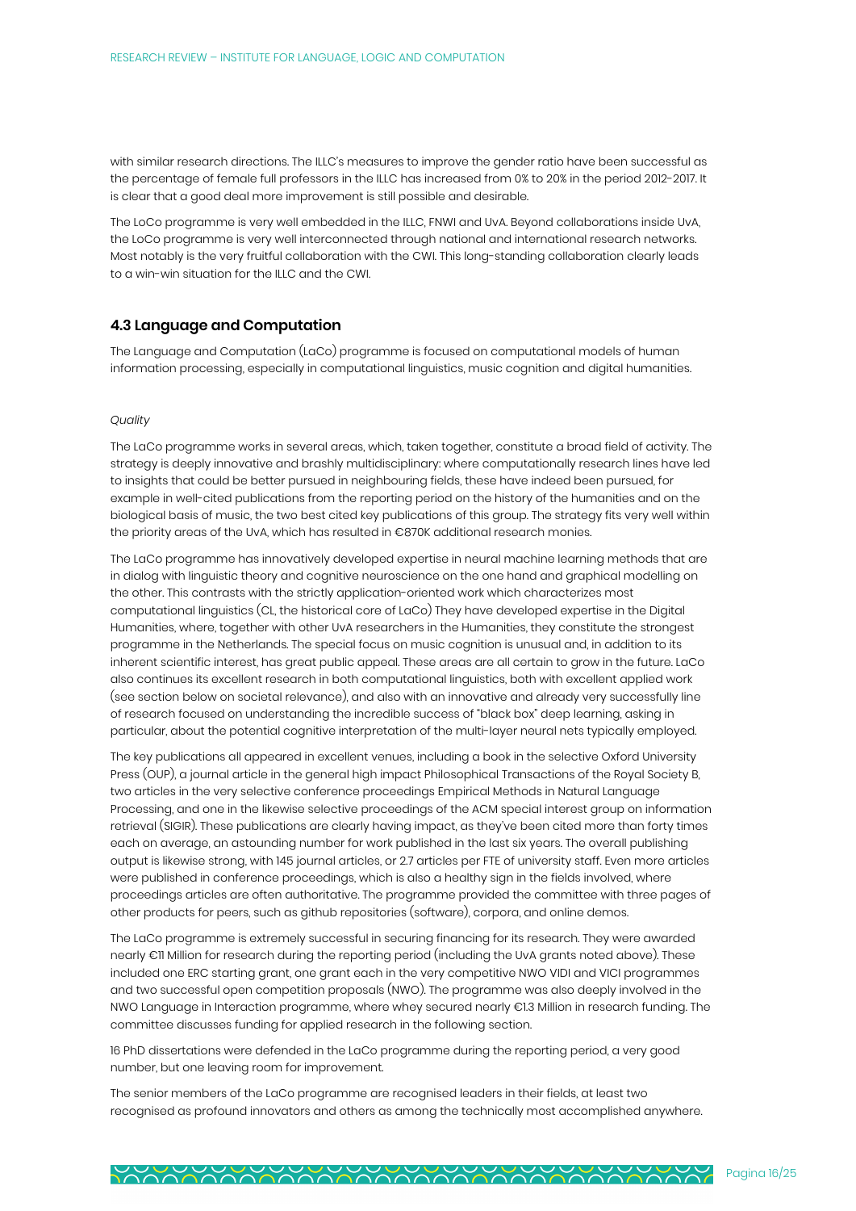with similar research directions. The ILLC's measures to improve the gender ratio have been successful as the percentage of female full professors in the ILLC has increased from 0% to 20% in the period 2012-2017. It is clear that a good deal more improvement is still possible and desirable.

The LoCo programme is very well embedded in the ILLC, FNWI and UvA. Beyond collaborations inside UvA, the LoCo programme is very well interconnected through national and international research networks. Most notably is the very fruitful collaboration with the CWI. This long-standing collaboration clearly leads to a win-win situation for the ILLC and the CWI.

### 4.3 Language and Computation

The Language and Computation (LaCo) programme is focused on computational models of human information processing, especially in computational linguistics, music cognition and digital humanities.

*Quality*

The LaCo programme works in several areas, which, taken together, constitute a broad field of activity. The strategy is deeply innovative and brashly multidisciplinary: where computationally research lines have led to insights that could be better pursued in neighbouring fields, these have indeed been pursued, for example in well-cited publications from the reporting period on the history of the humanities and on the biological basis of music, the two best cited key publications of this group. The strategy fits very well within the priority areas of the UvA, which has resulted in €870K additional research monies.

The LaCo programme has innovatively developed expertise in neural machine learning methods that are in dialog with linguistic theory and cognitive neuroscience on the one hand and graphical modelling on the other. This contrasts with the strictly application-oriented work which characterizes most computational linguistics (CL, the historical core of LaCo) They have developed expertise in the Digital Humanities, where, together with other UvA researchers in the Humanities, they constitute the strongest programme in the Netherlands. The special focus on music cognition is unusual and, in addition to its inherent scientific interest, has great public appeal. These areas are all certain to grow in the future. LaCo also continues its excellent research in both computational linguistics, both with excellent applied work (see section below on societal relevance), and also with an innovative and already very successfully line of research focused on understanding the incredible success of "black box" deep learning, asking in particular, about the potential cognitive interpretation of the multi-layer neural nets typically employed.

The key publications all appeared in excellent venues, including a book in the selective Oxford University Press (OUP), a journal article in the general high impact Philosophical Transactions of the Royal Society B, two articles in the very selective conference proceedings Empirical Methods in Natural Language Processing, and one in the likewise selective proceedings of the ACM special interest group on information retrieval (SIGIR). These publications are clearly having impact, as they've been cited more than forty times each on average, an astounding number for work published in the last six years. The overall publishing output is likewise strong, with 145 journal articles, or 2.7 articles per FTE of university staff. Even more articles were published in conference proceedings, which is also a healthy sign in the fields involved, where proceedings articles are often authoritative. The programme provided the committee with three pages of other products for peers, such as github repositories (software), corpora, and online demos.

The LaCo programme is extremely successful in securing financing for its research. They were awarded nearly €11 Million for research during the reporting period (including the UvA grants noted above). These included one ERC starting grant, one grant each in the very competitive NWO VIDI and VICI programmes and two successful open competition proposals (NWO). The programme was also deeply involved in the NWO Language in Interaction programme, where whey secured nearly €1.3 Million in research funding. The committee discusses funding for applied research in the following section.

16 PhD dissertations were defended in the LaCo programme during the reporting period, a very good number, but one leaving room for improvement.

The senior members of the LaCo programme are recognised leaders in their fields, at least two recognised as profound innovators and others as among the technically most accomplished anywhere.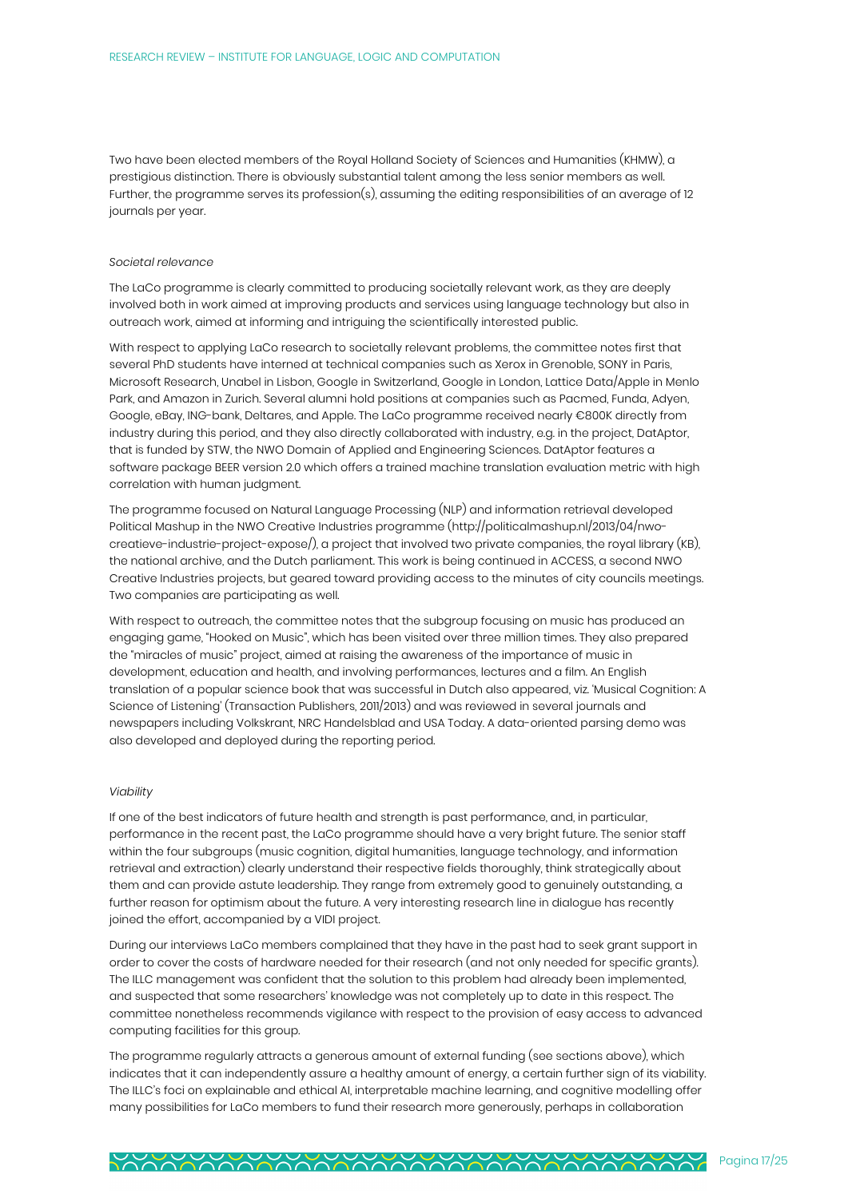Two have been elected members of the Royal Holland Society of Sciences and Humanities (KHMW), a prestigious distinction. There is obviously substantial talent among the less senior members as well. Further, the programme serves its profession(s), assuming the editing responsibilities of an average of 12 journals per year.

*Societal relevance*

The LaCo programme is clearly committed to producing societally relevant work, as they are deeply involved both in work aimed at improving products and services using language technology but also in outreach work, aimed at informing and intriguing the scientifically interested public.

With respect to applying LaCo research to societally relevant problems, the committee notes first that several PhD students have interned at technical companies such as Xerox in Grenoble, SONY in Paris, Microsoft Research, Unabel in Lisbon, Google in Switzerland, Google in London, Lattice Data/Apple in Menlo Park, and Amazon in Zurich. Several alumni hold positions at companies such as Pacmed, Funda, Adyen, Google, eBay, ING-bank, Deltares, and Apple. The LaCo programme received nearly €800K directly from industry during this period, and they also directly collaborated with industry, e.g. in the project, DatAptor, that is funded by STW, the NWO Domain of Applied and Engineering Sciences. DatAptor features a software package BEER version 2.0 which offers a trained machine translation evaluation metric with high correlation with human judgment.

The programme focused on Natural Language Processing (NLP) and information retrieval developed Political Mashup in the NWO Creative Industries programme (http://politicalmashup.nl/2013/04/nwo-creatieve-industrie-project-expose/), a project that involved two private companies, the royal library (KB), the national archive, and the Dutch parliament. This work is being continued in ACCESS, a second NWO Creative Industries projects, but geared toward providing access to the minutes of city councils meetings. Two companies are participating as well.

With respect to outreach, the committee notes that the subgroup focusing on music has produced an engaging game, "Hooked on Music", which has been visited over three million times. They also prepared the "miracles of music" project, aimed at raising the awareness of the importance of music in development, education and health, and involving performances, lectures and a film. An English translation of a popular science book that was successful in Dutch also appeared, viz. 'Musical Cognition: A Science of Listening' (Transaction Publishers, 2011/2013) and was reviewed in several journals and newspapers including Volkskrant, NRC Handelsblad and USA Today. A data-oriented parsing demo was also developed and deployed during the reporting period.

*Viability*

If one of the best indicators of future health and strength is past performance, and, in particular, performance in the recent past, the LaCo programme should have a very bright future. The senior staff within the four subgroups (music cognition, digital humanities, language technology, and information retrieval and extraction) clearly understand their respective fields thoroughly, think strategically about them and can provide astute leadership. They range from extremely good to genuinely outstanding, a further reason for optimism about the future. A very interesting research line in dialogue has recently joined the effort, accompanied by a VIDI project.

During our interviews LaCo members complained that they have in the past had to seek grant support in order to cover the costs of hardware needed for their research (and not only needed for specific grants). The ILLC management was confident that the solution to this problem had already been implemented, and suspected that some researchers' knowledge was not completely up to date in this respect. The committee nonetheless recommends vigilance with respect to the provision of easy access to advanced computing facilities for this group.

The programme regularly attracts a generous amount of external funding (see sections above), which indicates that it can independently assure a healthy amount of energy, a certain further sign of its viability. The ILLC's foci on explainable and ethical AI, interpretable machine learning, and cognitive modelling offer many possibilities for LaCo members to fund their research more generously, perhaps in collaboration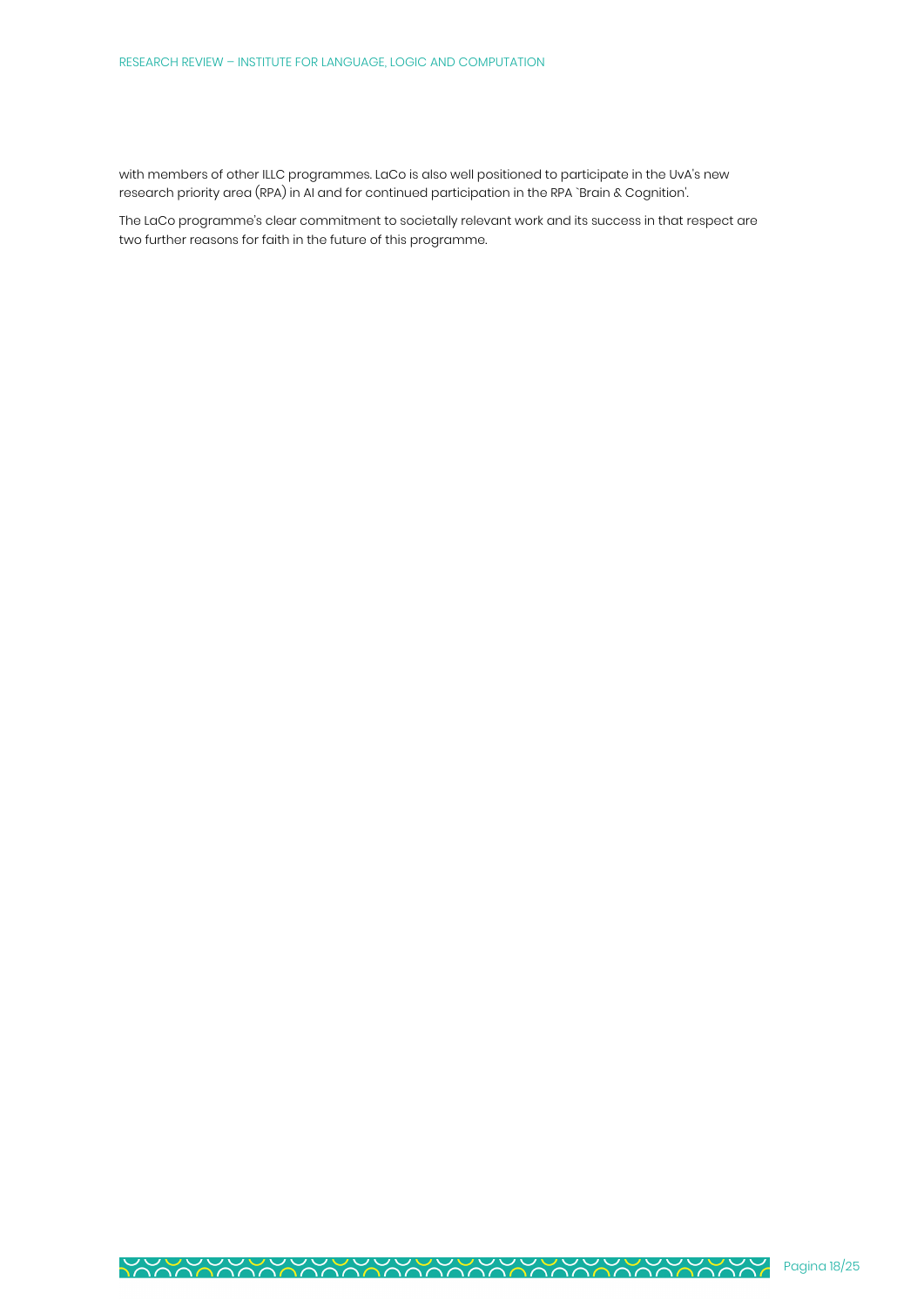with members of other ILLC programmes. LaCo is also well positioned to participate in the UvA's new research priority area (RPA) in AI and for continued participation in the RPA `Brain & Cognition'.

The LaCo programme's clear commitment to societally relevant work and its success in that respect are two further reasons for faith in the future of this programme.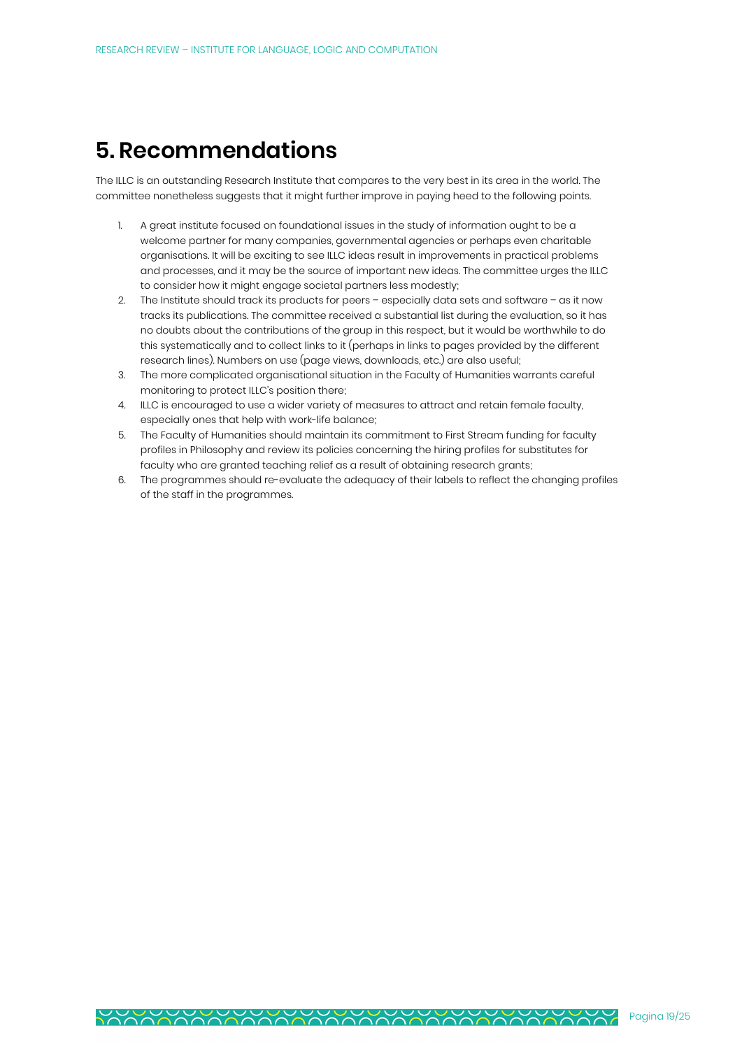# 5. Recommendations

The ILLC is an outstanding Research Institute that compares to the very best in its area in the world. The committee nonetheless suggests that it might further improve in paying heed to the following points.

1. A great institute focused on foundational issues in the study of information ought to be a welcome partner for many companies, governmental agencies or perhaps even charitable organisations. It will be exciting to see ILLC ideas result in improvements in practical problems and processes, and it may be the source of important new ideas. The committee urges the ILLC to consider how it might engage societal partners less modestly;
2. The Institute should track its products for peers – especially data sets and software – as it now tracks its publications. The committee received a substantial list during the evaluation, so it has no doubts about the contributions of the group in this respect, but it would be worthwhile to do this systematically and to collect links to it (perhaps in links to pages provided by the different research lines). Numbers on use (page views, downloads, etc.) are also useful;
3. The more complicated organisational situation in the Faculty of Humanities warrants careful monitoring to protect ILLC's position there;
4. ILLC is encouraged to use a wider variety of measures to attract and retain female faculty, especially ones that help with work-life balance;
5. The Faculty of Humanities should maintain its commitment to First Stream funding for faculty profiles in Philosophy and review its policies concerning the hiring profiles for substitutes for faculty who are granted teaching relief as a result of obtaining research grants;
6. The programmes should re-evaluate the adequacy of their labels to reflect the changing profiles of the staff in the programmes.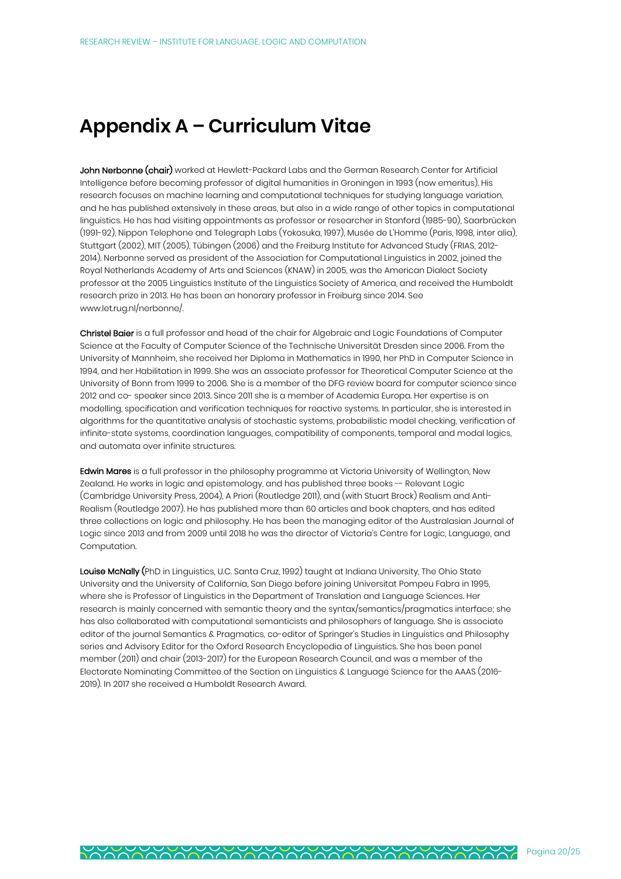# Appendix A – Curriculum Vitae

**John Nerbonne (chair)** worked at Hewlett-Packard Labs and the German Research Center for Artificial Intelligence before becoming professor of digital humanities in Groningen in 1993 (now emeritus). His research focuses on machine learning and computational techniques for studying language variation, and he has published extensively in these areas, but also in a wide range of other topics in computational linguistics. He has had visiting appointments as professor or researcher in Stanford (1985-90), Saarbrücken (1991-92), Nippon Telephone and Telegraph Labs (Yokosuka, 1997), Musée de L'Homme (Paris, 1998, inter alia), Stuttgart (2002), MIT (2005), Tübingen (2006) and the Freiburg Institute for Advanced Study (FRIAS, 2012-2014). Nerbonne served as president of the Association for Computational Linguistics in 2002, joined the Royal Netherlands Academy of Arts and Sciences (KNAW) in 2005, was the American Dialect Society professor at the 2005 Linguistics Institute of the Linguistics Society of America, and received the Humboldt research prize in 2013. He has been an honorary professor in Freiburg since 2014. See www.let.rug.nl/nerbonne/.

**Christel Baier** is a full professor and head of the chair for Algebraic and Logic Foundations of Computer Science at the Faculty of Computer Science of the Technische Universität Dresden since 2006. From the University of Mannheim, she received her Diploma in Mathematics in 1990, her PhD in Computer Science in 1994, and her Habilitation in 1999. She was an associate professor for Theoretical Computer Science at the University of Bonn from 1999 to 2006. She is a member of the DFG review board for computer science since 2012 and co- speaker since 2013. Since 2011 she is a member of Academia Europa. Her expertise is on modelling, specification and verification techniques for reactive systems. In particular, she is interested in algorithms for the quantitative analysis of stochastic systems, probabilistic model checking, verification of infinite-state systems, coordination languages, compatibility of components, temporal and modal logics, and automata over infinite structures.

**Edwin Mares** is a full professor in the philosophy programme at Victoria University of Wellington, New Zealand. He works in logic and epistemology, and has published three books -- Relevant Logic (Cambridge University Press, 2004), A Priori (Routledge 2011), and (with Stuart Brock) Realism and Anti-Realism (Routledge 2007). He has published more than 60 articles and book chapters, and has edited three collections on logic and philosophy. He has been the managing editor of the Australasian Journal of Logic since 2013 and from 2009 until 2018 he was the director of Victoria's Centre for Logic, Language, and Computation.

**Louise McNally (**PhD in Linguistics, U.C. Santa Cruz, 1992) taught at Indiana University, The Ohio State University and the University of California, San Diego before joining Universitat Pompeu Fabra in 1995, where she is Professor of Linguistics in the Department of Translation and Language Sciences. Her research is mainly concerned with semantic theory and the syntax/semantics/pragmatics interface; she has also collaborated with computational semanticists and philosophers of language. She is associate editor of the journal Semantics & Pragmatics, co-editor of Springer's Studies in Linguistics and Philosophy series and Advisory Editor for the Oxford Research Encyclopedia of Linguistics. She has been panel member (2011) and chair (2013-2017) for the European Research Council, and was a member of the Electorate Nominating Committee of the Section on Linguistics & Language Science for the AAAS (2016-2019). In 2017 she received a Humboldt Research Award.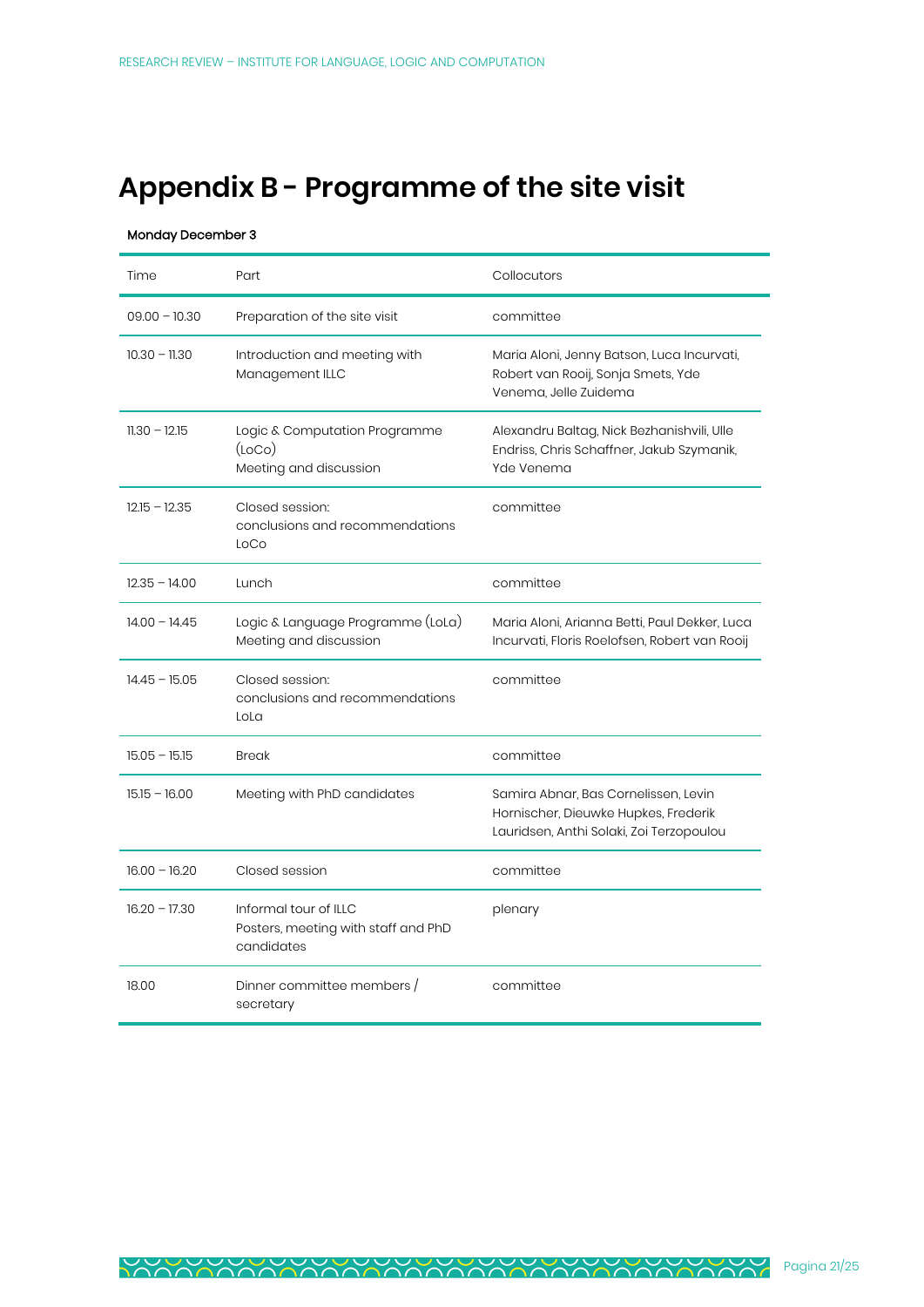# Appendix B - Programme of the site visit

**Monday December 3**

| Time | Part | Collocutors |
|---|---|---|
| 09.00 – 10.30 | Preparation of the site visit | committee |
| 10.30 – 11.30 | Introduction and meeting with Management ILLC | Maria Aloni, Jenny Batson, Luca Incurvati, Robert van Rooij, Sonja Smets, Yde Venema, Jelle Zuidema |
| 11.30 – 12.15 | Logic & Computation Programme (LoCo) Meeting and discussion | Alexandru Baltag, Nick Bezhanishvili, Ulle Endriss, Chris Schaffner, Jakub Szymanik, Yde Venema |
| 12.15 – 12.35 | Closed session: conclusions and recommendations LoCo | committee |
| 12.35 – 14.00 | Lunch | committee |
| 14.00 – 14.45 | Logic & Language Programme (LoLa) Meeting and discussion | Maria Aloni, Arianna Betti, Paul Dekker, Luca Incurvati, Floris Roelofsen, Robert van Rooij |
| 14.45 – 15.05 | Closed session: conclusions and recommendations LoLa | committee |
| 15.05 – 15.15 | Break | committee |
| 15.15 – 16.00 | Meeting with PhD candidates | Samira Abnar, Bas Cornelissen, Levin Hornischer, Dieuwke Hupkes, Frederik Lauridsen, Anthi Solaki, Zoi Terzopoulou |
| 16.00 – 16.20 | Closed session | committee |
| 16.20 – 17.30 | Informal tour of ILLC Posters, meeting with staff and PhD candidates | plenary |
| 18.00 | Dinner committee members / secretary | committee |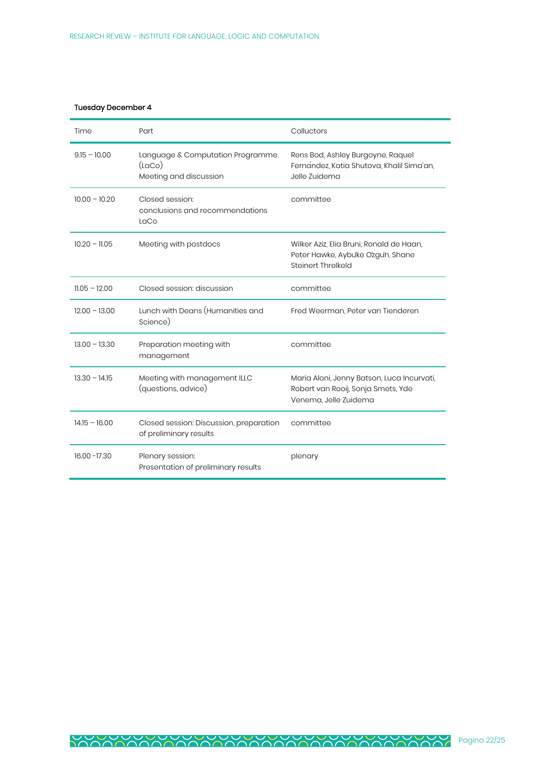**Tuesday December 4**

| Time | Part | Colluctors |
|---|---|---|
| 9.15 – 10.00 | Language & Computation Programme (LaCo)<br>Meeting and discussion | Rens Bod, Ashley Burgoyne, Raquel Fernández, Katia Shutova, Khalil Sima'an, Jelle Zuidema |
| 10.00 – 10.20 | Closed session:<br>conclusions and recommendations LaCo | committee |
| 10.20 – 11.05 | Meeting with postdocs | Wilker Aziz, Elia Bruni, Ronald de Haan, Peter Hawke, Aybüke Özgün, Shane Steinert Threlkeld |
| 11.05 – 12.00 | Closed session: discussion | committee |
| 12.00 – 13.00 | Lunch with Deans (Humanities and Science) | Fred Weerman, Peter van Tienderen |
| 13.00 – 13.30 | Preparation meeting with management | committee |
| 13.30 – 14.15 | Meeting with management ILLC (questions, advice) | Maria Aloni, Jenny Batson, Luca Incurvati, Robert van Rooij, Sonja Smets, Yde Venema, Jelle Zuidema |
| 14.15 – 16.00 | Closed session: Discussion, preparation of preliminary results | committee |
| 16.00 -17.30 | Plenary session:<br>Presentation of preliminary results | plenary |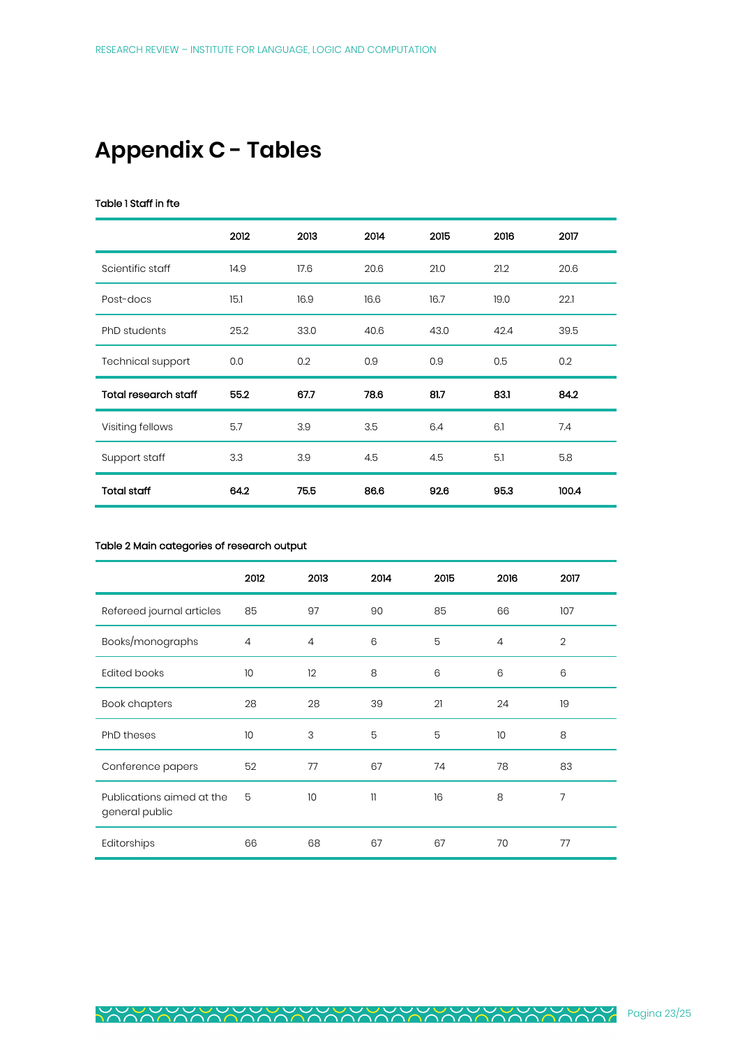# Appendix C - Tables

**Table 1 Staff in fte**

| | 2012 | 2013 | 2014 | 2015 | 2016 | 2017 |
|---|---|---|---|---|---|---|
| Scientific staff | 14.9 | 17.6 | 20.6 | 21.0 | 21.2 | 20.6 |
| Post-docs | 15.1 | 16.9 | 16.6 | 16.7 | 19.0 | 22.1 |
| PhD students | 25.2 | 33.0 | 40.6 | 43.0 | 42.4 | 39.5 |
| Technical support | 0.0 | 0.2 | 0.9 | 0.9 | 0.5 | 0.2 |
| **Total research staff** | **55.2** | **67.7** | **78.6** | **81.7** | **83.1** | **84.2** |
| Visiting fellows | 5.7 | 3.9 | 3.5 | 6.4 | 6.1 | 7.4 |
| Support staff | 3.3 | 3.9 | 4.5 | 4.5 | 5.1 | 5.8 |
| **Total staff** | **64.2** | **75.5** | **86.6** | **92.6** | **95.3** | **100.4** |

**Table 2 Main categories of research output**

| | 2012 | 2013 | 2014 | 2015 | 2016 | 2017 |
|---|---|---|---|---|---|---|
| Refereed journal articles | 85 | 97 | 90 | 85 | 66 | 107 |
| Books/monographs | 4 | 4 | 6 | 5 | 4 | 2 |
| Edited books | 10 | 12 | 8 | 6 | 6 | 6 |
| Book chapters | 28 | 28 | 39 | 21 | 24 | 19 |
| PhD theses | 10 | 3 | 5 | 5 | 10 | 8 |
| Conference papers | 52 | 77 | 67 | 74 | 78 | 83 |
| Publications aimed at the general public | 5 | 10 | 11 | 16 | 8 | 7 |
| Editorships | 66 | 68 | 67 | 67 | 70 | 77 |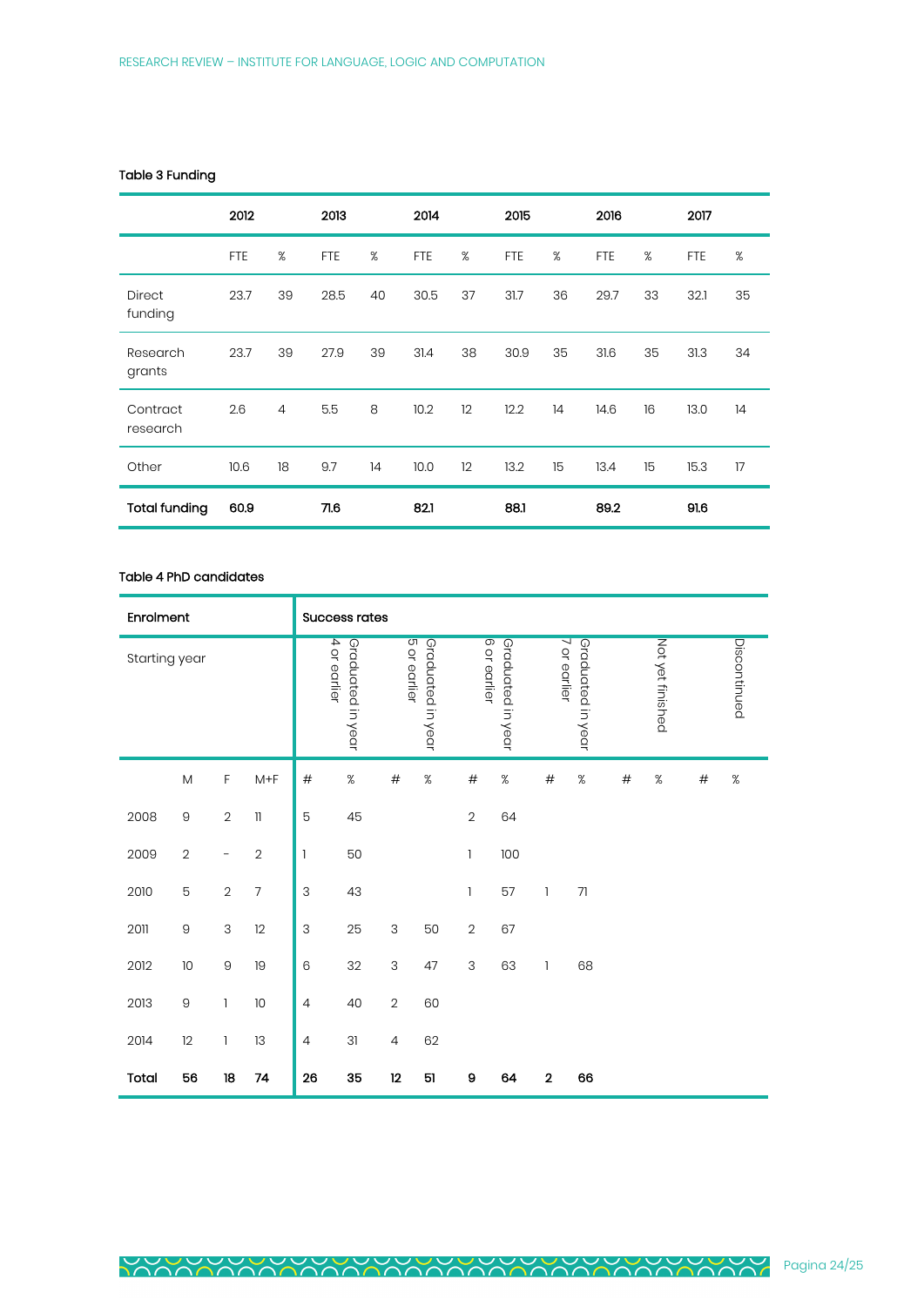**Table 3 Funding**

| | 2012 | | 2013 | | 2014 | | 2015 | | 2016 | | 2017 | |
|---|---|---|---|---|---|---|---|---|---|---|---|---|
| | FTE | % | FTE | % | FTE | % | FTE | % | FTE | % | FTE | % |
| Direct funding | 23.7 | 39 | 28.5 | 40 | 30.5 | 37 | 31.7 | 36 | 29.7 | 33 | 32.1 | 35 |
| Research grants | 23.7 | 39 | 27.9 | 39 | 31.4 | 38 | 30.9 | 35 | 31.6 | 35 | 31.3 | 34 |
| Contract research | 2.6 | 4 | 5.5 | 8 | 10.2 | 12 | 12.2 | 14 | 14.6 | 16 | 13.0 | 14 |
| Other | 10.6 | 18 | 9.7 | 14 | 10.0 | 12 | 13.2 | 15 | 13.4 | 15 | 15.3 | 17 |
| **Total funding** | **60.9** | | **71.6** | | **82.1** | | **88.1** | | **89.2** | | **91.6** | |

**Table 4 PhD candidates**

| **Enrolment** | | | | **Success rates** | | | | | | | | | | | |
|---|---|---|---|---|---|---|---|---|---|---|---|---|---|---|---|
| Starting year | | | | Graduated in year 4 or earlier | | Graduated in year 5 or earlier | | Graduated in year 6 or earlier | | Graduated in year 7 or earlier | | Not yet finished | | Discontinued | |
| | M | F | M+F | # | % | # | % | # | % | # | % | # | % | # | % |
| 2008 | 9 | 2 | 11 | 5 | 45 | | | 2 | 64 | | | | | | |
| 2009 | 2 | - | 2 | 1 | 50 | | | 1 | 100 | | | | | | |
| 2010 | 5 | 2 | 7 | 3 | 43 | | | 1 | 57 | 1 | 71 | | | | |
| 2011 | 9 | 3 | 12 | 3 | 25 | 3 | 50 | 2 | 67 | | | | | | |
| 2012 | 10 | 9 | 19 | 6 | 32 | 3 | 47 | 3 | 63 | 1 | 68 | | | | |
| 2013 | 9 | 1 | 10 | 4 | 40 | 2 | 60 | | | | | | | | |
| 2014 | 12 | 1 | 13 | 4 | 31 | 4 | 62 | | | | | | | | |
| **Total** | **56** | **18** | **74** | **26** | **35** | **12** | **51** | **9** | **64** | **2** | **66** | | | | |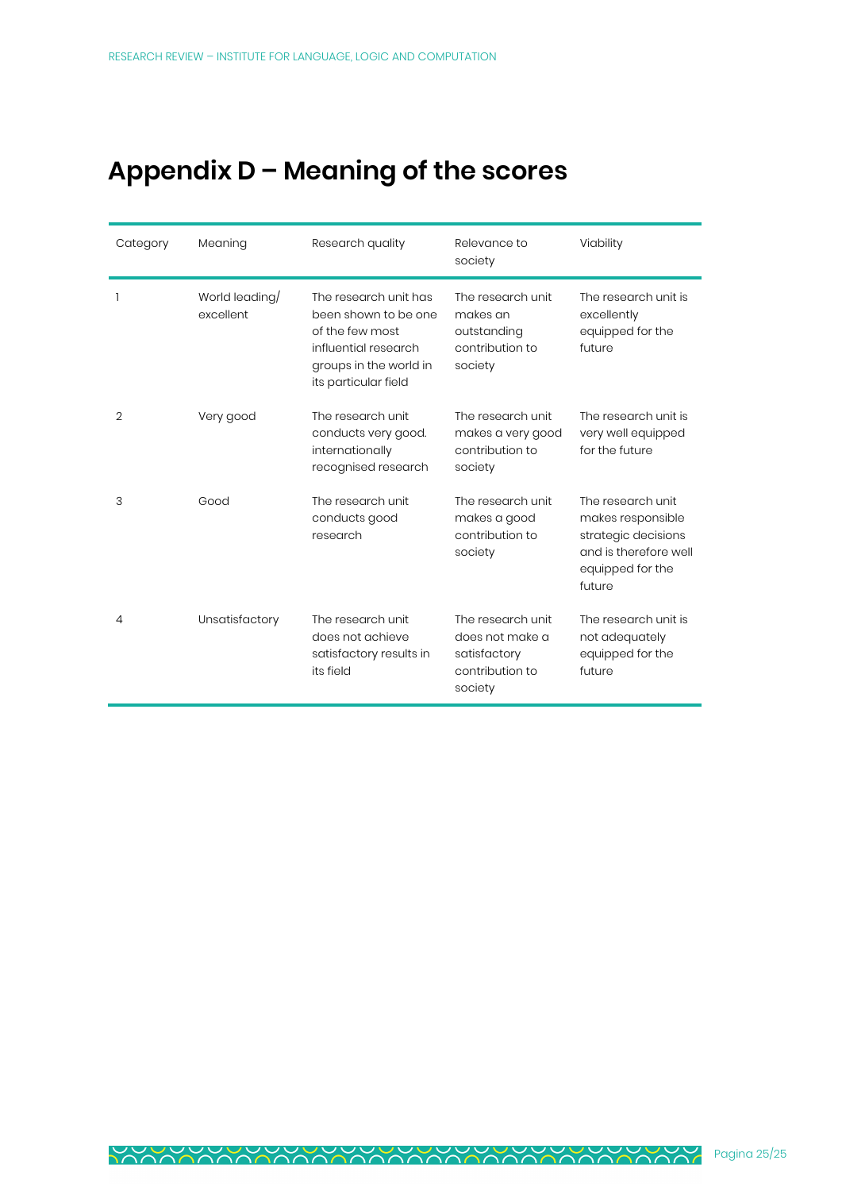# Appendix D – Meaning of the scores

| Category | Meaning | Research quality | Relevance to society | Viability |
|---|---|---|---|---|
| 1 | World leading/ excellent | The research unit has been shown to be one of the few most influential research groups in the world in its particular field | The research unit makes an outstanding contribution to society | The research unit is excellently equipped for the future |
| 2 | Very good | The research unit conducts very good. internationally recognised research | The research unit makes a very good contribution to society | The research unit is very well equipped for the future |
| 3 | Good | The research unit conducts good research | The research unit makes a good contribution to society | The research unit makes responsible strategic decisions and is therefore well equipped for the future |
| 4 | Unsatisfactory | The research unit does not achieve satisfactory results in its field | The research unit does not make a satisfactory contribution to society | The research unit is not adequately equipped for the future |